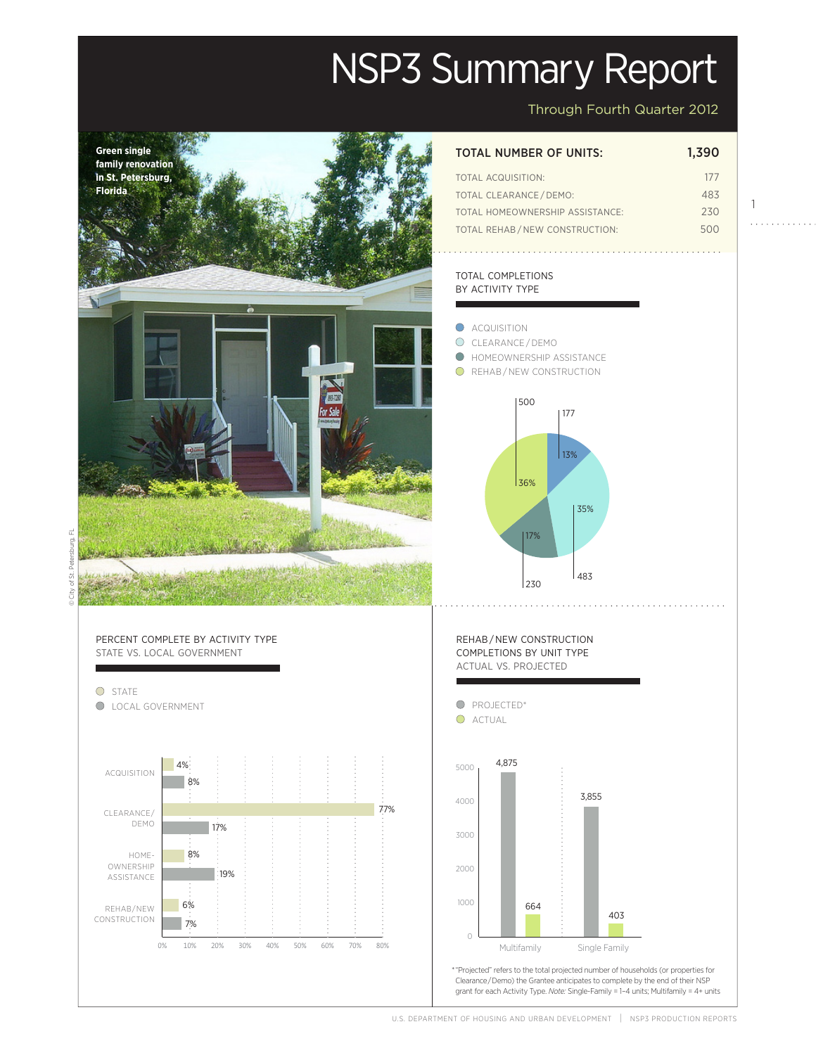# NSP3 Summary Report

Through Fourth Quarter 2012

Green single family renovation in St. Petersburg, Florida

© City of St. Petersburg, FL

| TOTAL NUMBER OF UNITS: | 1,390 |
|---|---|
| TOTAL ACQUISITION: | 177 |
| TOTAL CLEARANCE / DEMO: | 483 |
| TOTAL HOMEOWNERSHIP ASSISTANCE: | 230 |
| TOTAL REHAB / NEW CONSTRUCTION: | 500 |

## TOTAL COMPLETIONS BY ACTIVITY TYPE

| Activity | Units | Percent |
|---|---|---|
| ACQUISITION | 177 | 13% |
| CLEARANCE / DEMO | 483 | 35% |
| HOMEOWNERSHIP ASSISTANCE | 230 | 17% |
| REHAB / NEW CONSTRUCTION | 500 | 36% |

## PERCENT COMPLETE BY ACTIVITY TYPE STATE VS. LOCAL GOVERNMENT

| Activity | State | Local Government |
|---|---|---|
| ACQUISITION | 4% | 8% |
| CLEARANCE / DEMO | 77% | 17% |
| HOMEOWNERSHIP ASSISTANCE | 8% | 19% |
| REHAB / NEW CONSTRUCTION | 6% | 7% |

## REHAB / NEW CONSTRUCTION COMPLETIONS BY UNIT TYPE ACTUAL VS. PROJECTED

| Unit Type | Projected* | Actual |
|---|---|---|
| Multifamily | 4,875 | 664 |
| Single Family | 3,855 | 403 |

*"Projected" refers to the total projected number of households (or properties for Clearance/Demo) the Grantee anticipates to complete by the end of their NSP grant for each Activity Type. *Note:* Single-Family = 1–4 units; Multifamily = 4+ units

U.S. DEPARTMENT OF HOUSING AND URBAN DEVELOPMENT | NSP3 PRODUCTION REPORTS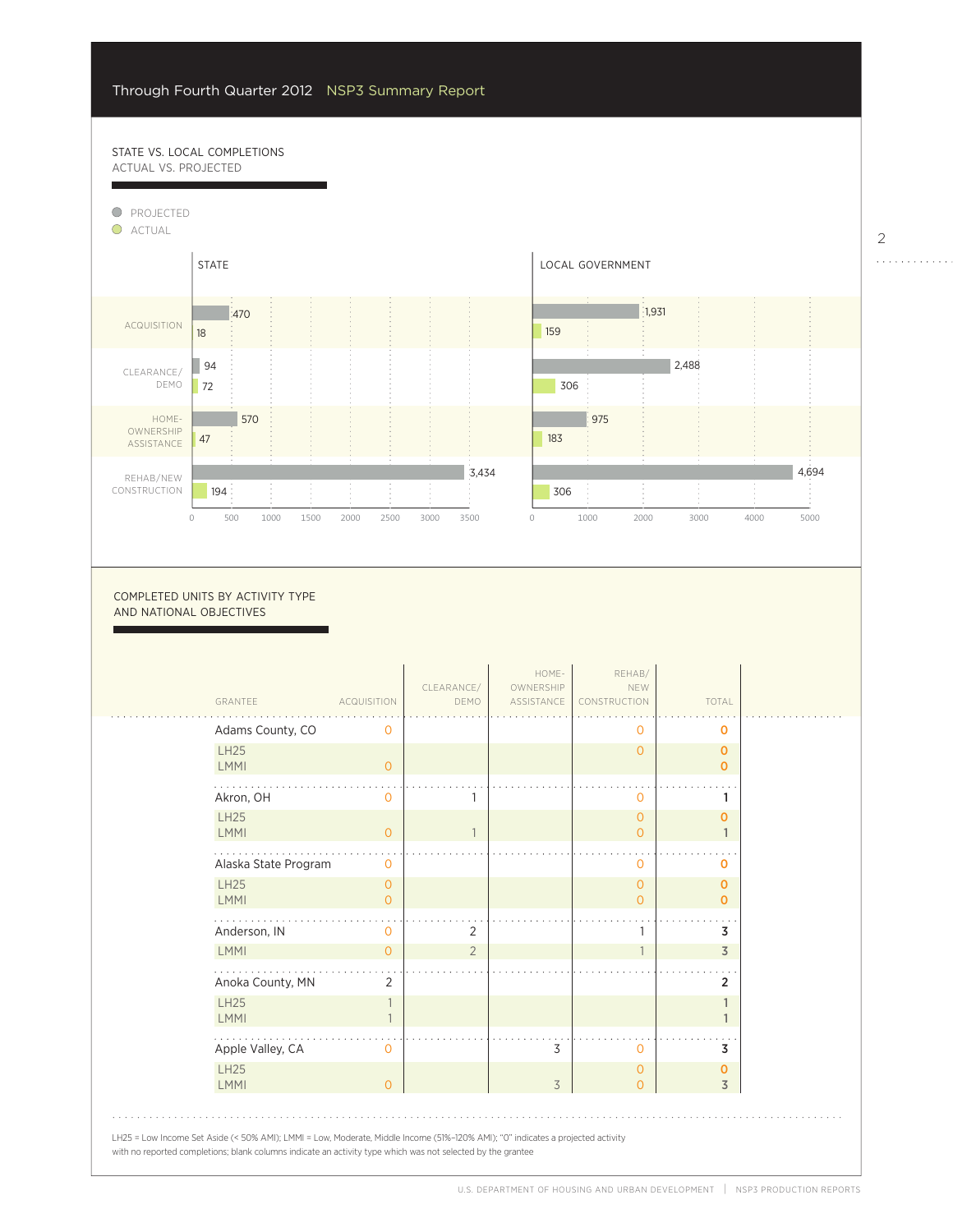## STATE VS. LOCAL COMPLETIONS
ACTUAL VS. PROJECTED

PROJECTED
ACTUAL

| Activity | State Projected | State Actual | Local Government Projected | Local Government Actual |
|---|---|---|---|---|
| ACQUISITION | 470 | 18 | 1,931 | 159 |
| CLEARANCE/DEMO | 94 | 72 | 2,488 | 306 |
| HOMEOWNERSHIP ASSISTANCE | 570 | 47 | 975 | 183 |
| REHAB/NEW CONSTRUCTION | 3,434 | 194 | 4,694 | 306 |

## COMPLETED UNITS BY ACTIVITY TYPE AND NATIONAL OBJECTIVES

| GRANTEE | ACQUISITION | CLEARANCE/ DEMO | HOME-OWNERSHIP ASSISTANCE | REHAB/ NEW CONSTRUCTION | TOTAL |
|---|---|---|---|---|---|
| Adams County, CO | 0 | | | 0 | 0 |
| LH25 | | | | 0 | 0 |
| LMMI | 0 | | | | 0 |
| Akron, OH | 0 | 1 | | 0 | 1 |
| LH25 | | | | 0 | 0 |
| LMMI | 0 | 1 | | 0 | 1 |
| Alaska State Program | 0 | | | 0 | 0 |
| LH25 | 0 | | | 0 | 0 |
| LMMI | 0 | | | 0 | 0 |
| Anderson, IN | 0 | 2 | | 1 | 3 |
| LMMI | 0 | 2 | | 1 | 3 |
| Anoka County, MN | 2 | | | | 2 |
| LH25 | 1 | | | | 1 |
| LMMI | 1 | | | | 1 |
| Apple Valley, CA | 0 | | 3 | 0 | 3 |
| LH25 | | | | 0 | 0 |
| LMMI | 0 | | 3 | 0 | 3 |

LH25 = Low Income Set Aside (< 50% AMI); LMMI = Low, Moderate, Middle Income (51%–120% AMI); "0" indicates a projected activity with no reported completions; blank columns indicate an activity type which was not selected by the grantee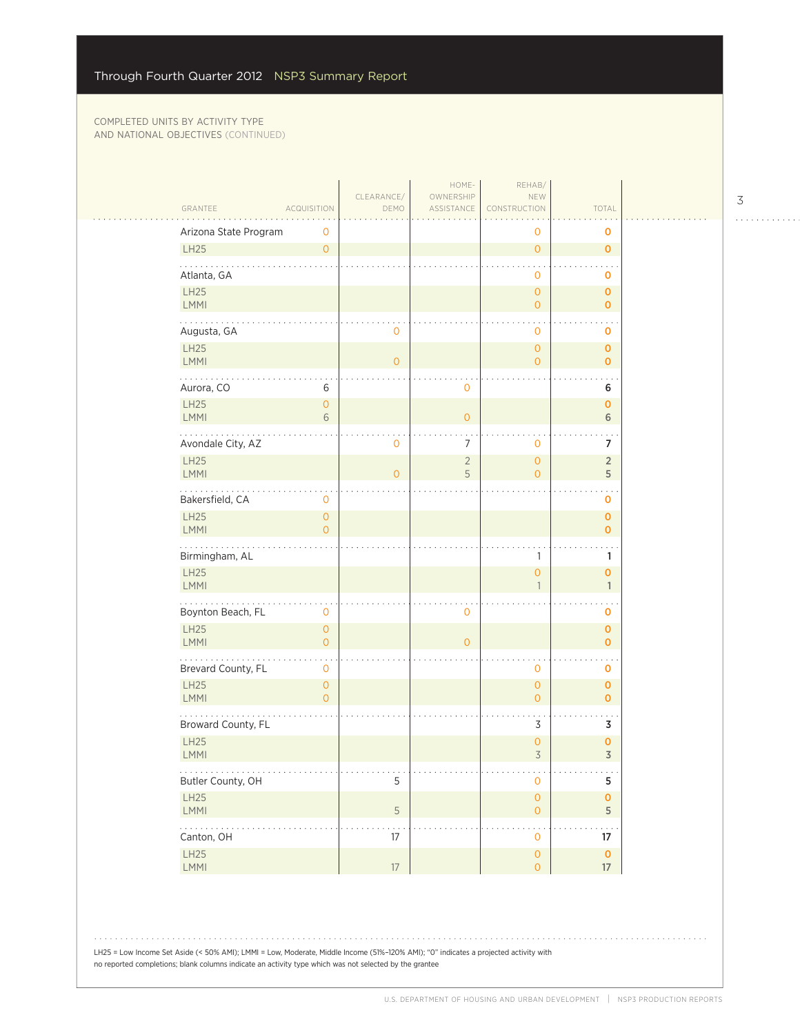COMPLETED UNITS BY ACTIVITY TYPE AND NATIONAL OBJECTIVES (CONTINUED)

| GRANTEE | ACQUISITION | CLEARANCE/ DEMO | HOME-OWNERSHIP ASSISTANCE | REHAB/ NEW CONSTRUCTION | TOTAL |
|---|---|---|---|---|---|
| Arizona State Program | 0 | | | 0 | 0 |
| LH25 | 0 | | | 0 | 0 |
| Atlanta, GA | | | | 0 | 0 |
| LH25 | | | | 0 | 0 |
| LMMI | | | | 0 | 0 |
| Augusta, GA | | 0 | | 0 | 0 |
| LH25 | | | | 0 | 0 |
| LMMI | | 0 | | 0 | 0 |
| Aurora, CO | 6 | | 0 | | 6 |
| LH25 | 0 | | | | 0 |
| LMMI | 6 | | 0 | | 6 |
| Avondale City, AZ | | 0 | 7 | 0 | 7 |
| LH25 | | | 2 | 0 | 2 |
| LMMI | | 0 | 5 | 0 | 5 |
| Bakersfield, CA | 0 | | | | 0 |
| LH25 | 0 | | | | 0 |
| LMMI | 0 | | | | 0 |
| Birmingham, AL | | | | 1 | 1 |
| LH25 | | | | 0 | 0 |
| LMMI | | | | 1 | 1 |
| Boynton Beach, FL | 0 | | 0 | | 0 |
| LH25 | 0 | | | | 0 |
| LMMI | 0 | | 0 | | 0 |
| Brevard County, FL | 0 | | | 0 | 0 |
| LH25 | 0 | | | 0 | 0 |
| LMMI | 0 | | | 0 | 0 |
| Broward County, FL | | | | 3 | 3 |
| LH25 | | | | 0 | 0 |
| LMMI | | | | 3 | 3 |
| Butler County, OH | | 5 | | 0 | 5 |
| LH25 | | | | 0 | 0 |
| LMMI | | 5 | | 0 | 5 |
| Canton, OH | | 17 | | 0 | 17 |
| LH25 | | | | 0 | 0 |
| LMMI | | 17 | | 0 | 17 |

LH25 = Low Income Set Aside (< 50% AMI); LMMI = Low, Moderate, Middle Income (51%–120% AMI); "0" indicates a projected activity with no reported completions; blank columns indicate an activity type which was not selected by the grantee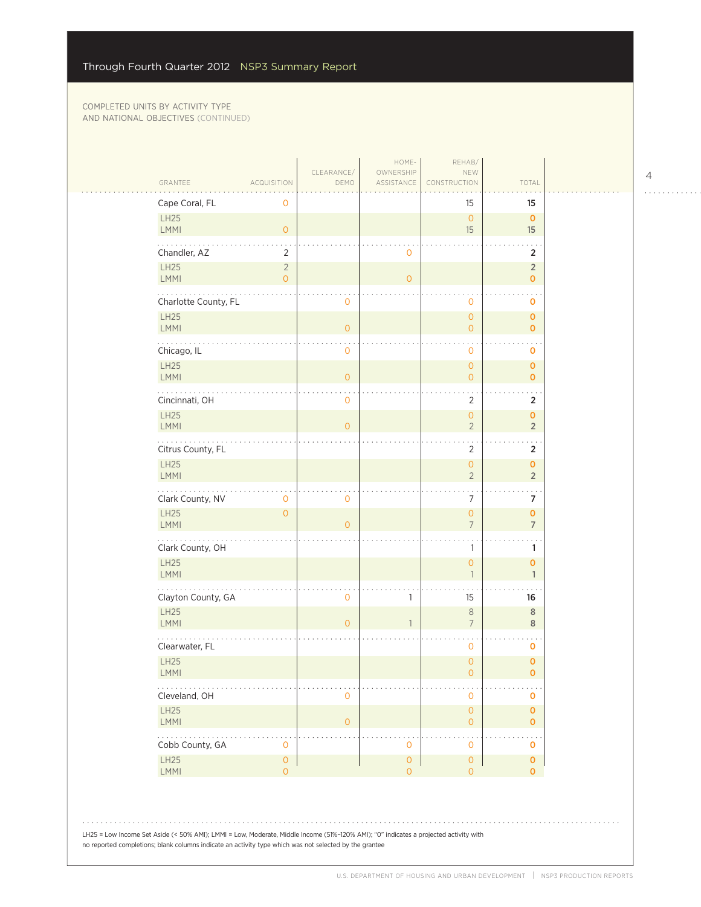Through Fourth Quarter 2012 NSP3 Summary Report

COMPLETED UNITS BY ACTIVITY TYPE AND NATIONAL OBJECTIVES (CONTINUED)

| GRANTEE | ACQUISITION | CLEARANCE/ DEMO | HOME-OWNERSHIP ASSISTANCE | REHAB/ NEW CONSTRUCTION | TOTAL |
|---|---|---|---|---|---|
| Cape Coral, FL | 0 | | | 15 | 15 |
| LH25 | | | | 0 | 0 |
| LMMI | 0 | | | 15 | 15 |
| Chandler, AZ | 2 | | 0 | | 2 |
| LH25 | 2 | | | | 2 |
| LMMI | 0 | | 0 | | 0 |
| Charlotte County, FL | | 0 | | 0 | 0 |
| LH25 | | | | 0 | 0 |
| LMMI | | 0 | | 0 | 0 |
| Chicago, IL | | 0 | | 0 | 0 |
| LH25 | | | | 0 | 0 |
| LMMI | | 0 | | 0 | 0 |
| Cincinnati, OH | | 0 | | 2 | 2 |
| LH25 | | | | 0 | 0 |
| LMMI | | 0 | | 2 | 2 |
| Citrus County, FL | | | | 2 | 2 |
| LH25 | | | | 0 | 0 |
| LMMI | | | | 2 | 2 |
| Clark County, NV | 0 | 0 | | 7 | 7 |
| LH25 | 0 | | | 0 | 0 |
| LMMI | | 0 | | 7 | 7 |
| Clark County, OH | | | | 1 | 1 |
| LH25 | | | | 0 | 0 |
| LMMI | | | | 1 | 1 |
| Clayton County, GA | | 0 | 1 | 15 | 16 |
| LH25 | | | | 8 | 8 |
| LMMI | | 0 | 1 | 7 | 8 |
| Clearwater, FL | | | | 0 | 0 |
| LH25 | | | | 0 | 0 |
| LMMI | | | | 0 | 0 |
| Cleveland, OH | | 0 | | 0 | 0 |
| LH25 | | | | 0 | 0 |
| LMMI | | 0 | | 0 | 0 |
| Cobb County, GA | 0 | | 0 | 0 | 0 |
| LH25 | 0 | | 0 | 0 | 0 |
| LMMI | 0 | | 0 | 0 | 0 |

LH25 = Low Income Set Aside (< 50% AMI); LMMI = Low, Moderate, Middle Income (51%–120% AMI); "0" indicates a projected activity with no reported completions; blank columns indicate an activity type which was not selected by the grantee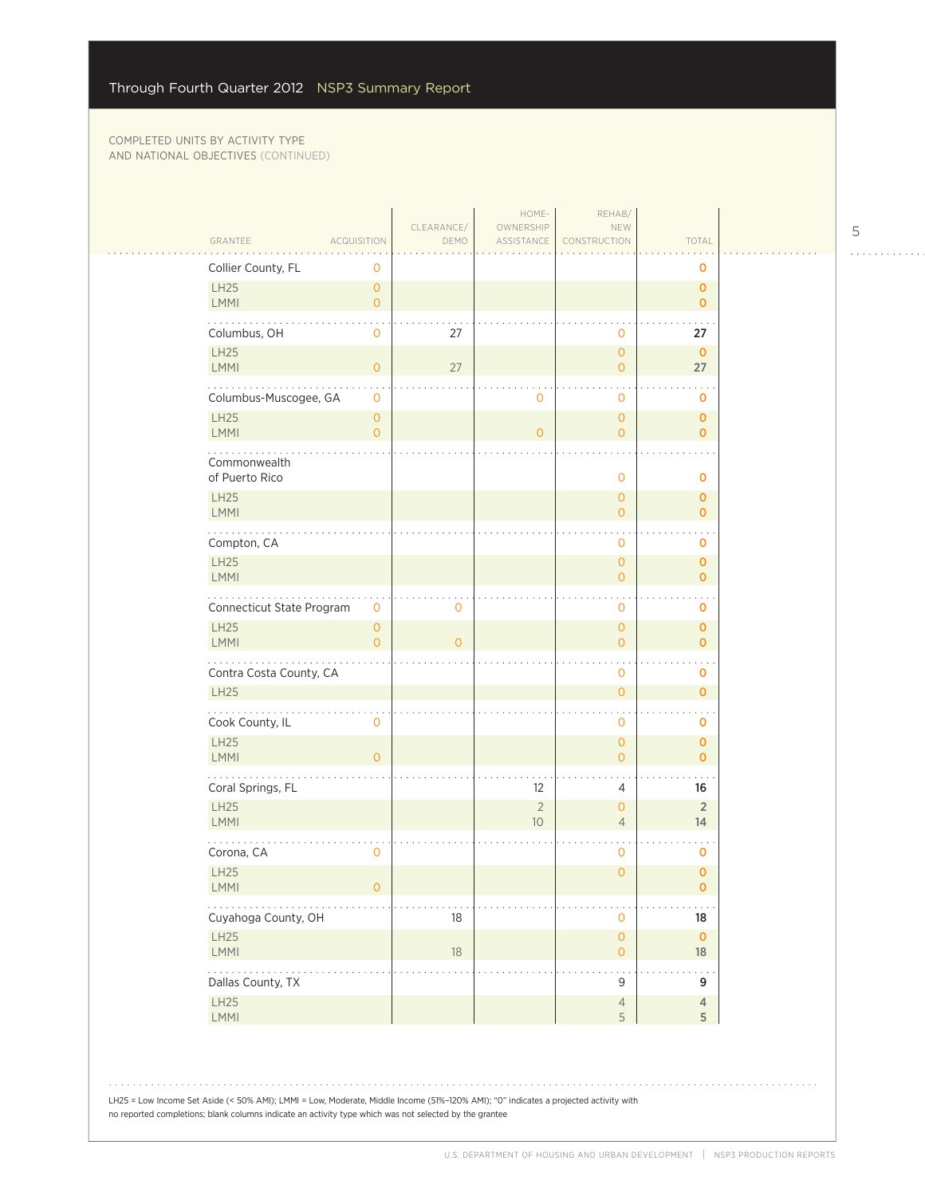COMPLETED UNITS BY ACTIVITY TYPE AND NATIONAL OBJECTIVES (CONTINUED)

| GRANTEE | ACQUISITION | CLEARANCE/ DEMO | HOME-OWNERSHIP ASSISTANCE | REHAB/ NEW CONSTRUCTION | TOTAL |
|---|---|---|---|---|---|
| Collier County, FL | 0 | | | | 0 |
| LH25 | 0 | | | | 0 |
| LMMI | 0 | | | | 0 |
| Columbus, OH | 0 | 27 | | 0 | 27 |
| LH25 | | | | 0 | 0 |
| LMMI | 0 | 27 | | 0 | 27 |
| Columbus-Muscogee, GA | 0 | | 0 | 0 | 0 |
| LH25 | 0 | | | 0 | 0 |
| LMMI | 0 | | 0 | 0 | 0 |
| Commonwealth of Puerto Rico | | | | 0 | 0 |
| LH25 | | | | 0 | 0 |
| LMMI | | | | 0 | 0 |
| Compton, CA | | | | 0 | 0 |
| LH25 | | | | 0 | 0 |
| LMMI | | | | 0 | 0 |
| Connecticut State Program | 0 | 0 | | 0 | 0 |
| LH25 | 0 | | | 0 | 0 |
| LMMI | 0 | 0 | | 0 | 0 |
| Contra Costa County, CA | | | | 0 | 0 |
| LH25 | | | | 0 | 0 |
| Cook County, IL | 0 | | | 0 | 0 |
| LH25 | | | | 0 | 0 |
| LMMI | 0 | | | 0 | 0 |
| Coral Springs, FL | | | 12 | 4 | 16 |
| LH25 | | | 2 | 0 | 2 |
| LMMI | | | 10 | 4 | 14 |
| Corona, CA | 0 | | | 0 | 0 |
| LH25 | | | | 0 | 0 |
| LMMI | 0 | | | | 0 |
| Cuyahoga County, OH | | 18 | | 0 | 18 |
| LH25 | | | | 0 | 0 |
| LMMI | | 18 | | 0 | 18 |
| Dallas County, TX | | | | 9 | 9 |
| LH25 | | | | 4 | 4 |
| LMMI | | | | 5 | 5 |

LH25 = Low Income Set Aside (< 50% AMI); LMMI = Low, Moderate, Middle Income (51%–120% AMI); "0" indicates a projected activity with no reported completions; blank columns indicate an activity type which was not selected by the grantee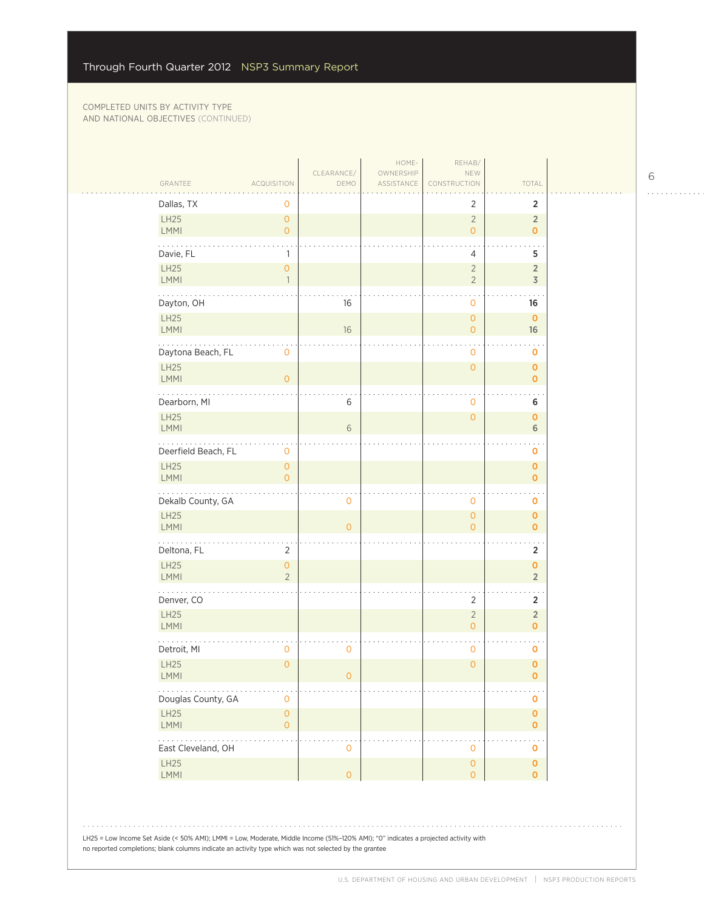Through Fourth Quarter 2012 NSP3 Summary Report

COMPLETED UNITS BY ACTIVITY TYPE AND NATIONAL OBJECTIVES (CONTINUED)

| GRANTEE | ACQUISITION | CLEARANCE/ DEMO | HOME-OWNERSHIP ASSISTANCE | REHAB/ NEW CONSTRUCTION | TOTAL |
|---|---|---|---|---|---|
| Dallas, TX | 0 | | | 2 | 2 |
| LH25 | 0 | | | 2 | 2 |
| LMMI | 0 | | | 0 | 0 |
| Davie, FL | 1 | | | 4 | 5 |
| LH25 | 0 | | | 2 | 2 |
| LMMI | 1 | | | 2 | 3 |
| Dayton, OH | | 16 | | 0 | 16 |
| LH25 | | | | 0 | 0 |
| LMMI | | 16 | | 0 | 16 |
| Daytona Beach, FL | 0 | | | 0 | 0 |
| LH25 | | | | 0 | 0 |
| LMMI | 0 | | | | 0 |
| Dearborn, MI | | 6 | | 0 | 6 |
| LH25 | | | | 0 | 0 |
| LMMI | | 6 | | | 6 |
| Deerfield Beach, FL | 0 | | | | 0 |
| LH25 | 0 | | | | 0 |
| LMMI | 0 | | | | 0 |
| Dekalb County, GA | | 0 | | 0 | 0 |
| LH25 | | | | 0 | 0 |
| LMMI | | 0 | | 0 | 0 |
| Deltona, FL | 2 | | | | 2 |
| LH25 | 0 | | | | 0 |
| LMMI | 2 | | | | 2 |
| Denver, CO | | | | 2 | 2 |
| LH25 | | | | 2 | 2 |
| LMMI | | | | 0 | 0 |
| Detroit, MI | 0 | 0 | | 0 | 0 |
| LH25 | 0 | | | 0 | 0 |
| LMMI | | 0 | | | 0 |
| Douglas County, GA | 0 | | | | 0 |
| LH25 | 0 | | | | 0 |
| LMMI | 0 | | | | 0 |
| East Cleveland, OH | | 0 | | 0 | 0 |
| LH25 | | | | 0 | 0 |
| LMMI | | 0 | | 0 | 0 |

LH25 = Low Income Set Aside (< 50% AMI); LMMI = Low, Moderate, Middle Income (51%–120% AMI); "0" indicates a projected activity with no reported completions; blank columns indicate an activity type which was not selected by the grantee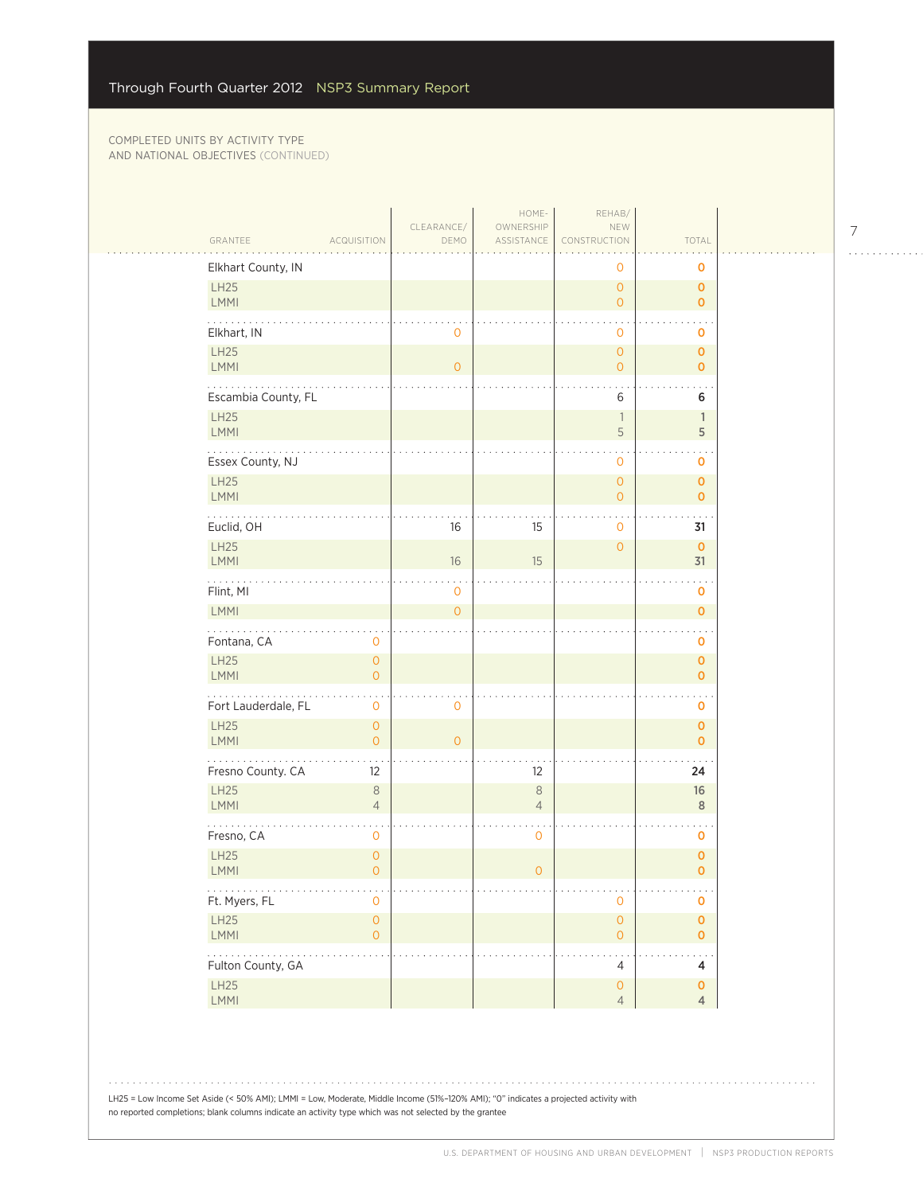COMPLETED UNITS BY ACTIVITY TYPE AND NATIONAL OBJECTIVES (CONTINUED)

| GRANTEE | ACQUISITION | CLEARANCE/ DEMO | HOME-OWNERSHIP ASSISTANCE | REHAB/ NEW CONSTRUCTION | TOTAL |
|---|---|---|---|---|---|
| Elkhart County, IN | | | | 0 | 0 |
| LH25 | | | | 0 | 0 |
| LMMI | | | | 0 | 0 |
| Elkhart, IN | | 0 | | 0 | 0 |
| LH25 | | | | 0 | 0 |
| LMMI | | 0 | | 0 | 0 |
| Escambia County, FL | | | | 6 | 6 |
| LH25 | | | | 1 | 1 |
| LMMI | | | | 5 | 5 |
| Essex County, NJ | | | | 0 | 0 |
| LH25 | | | | 0 | 0 |
| LMMI | | | | 0 | 0 |
| Euclid, OH | | 16 | 15 | 0 | 31 |
| LH25 | | | | 0 | 0 |
| LMMI | | 16 | 15 | | 31 |
| Flint, MI | | 0 | | | 0 |
| LMMI | | 0 | | | 0 |
| Fontana, CA | 0 | | | | 0 |
| LH25 | 0 | | | | 0 |
| LMMI | 0 | | | | 0 |
| Fort Lauderdale, FL | 0 | 0 | | | 0 |
| LH25 | 0 | | | | 0 |
| LMMI | 0 | 0 | | | 0 |
| Fresno County. CA | 12 | | 12 | | 24 |
| LH25 | 8 | | 8 | | 16 |
| LMMI | 4 | | 4 | | 8 |
| Fresno, CA | 0 | | 0 | | 0 |
| LH25 | 0 | | | | 0 |
| LMMI | 0 | | 0 | | 0 |
| Ft. Myers, FL | 0 | | | 0 | 0 |
| LH25 | 0 | | | 0 | 0 |
| LMMI | 0 | | | 0 | 0 |
| Fulton County, GA | | | | 4 | 4 |
| LH25 | | | | 0 | 0 |
| LMMI | | | | 4 | 4 |

LH25 = Low Income Set Aside (< 50% AMI); LMMI = Low, Moderate, Middle Income (51%–120% AMI); "0" indicates a projected activity with no reported completions; blank columns indicate an activity type which was not selected by the grantee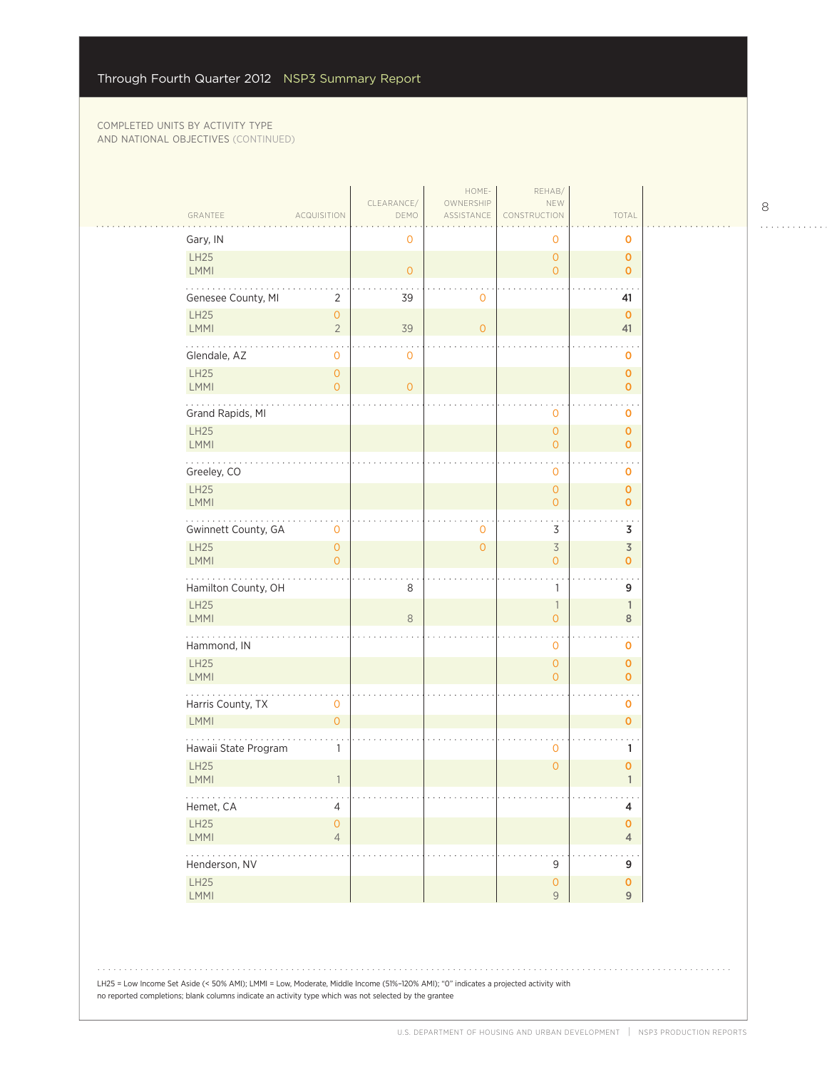COMPLETED UNITS BY ACTIVITY TYPE
AND NATIONAL OBJECTIVES (CONTINUED)

| GRANTEE | ACQUISITION | CLEARANCE/ DEMO | HOME-OWNERSHIP ASSISTANCE | REHAB/ NEW CONSTRUCTION | TOTAL |
|---|---|---|---|---|---|
| Gary, IN | | 0 | | 0 | 0 |
| LH25 | | | | 0 | 0 |
| LMMI | | 0 | | 0 | 0 |
| Genesee County, MI | 2 | 39 | 0 | | 41 |
| LH25 | 0 | | | | 0 |
| LMMI | 2 | 39 | 0 | | 41 |
| Glendale, AZ | 0 | 0 | | | 0 |
| LH25 | 0 | | | | 0 |
| LMMI | 0 | 0 | | | 0 |
| Grand Rapids, MI | | | | 0 | 0 |
| LH25 | | | | 0 | 0 |
| LMMI | | | | 0 | 0 |
| Greeley, CO | | | | 0 | 0 |
| LH25 | | | | 0 | 0 |
| LMMI | | | | 0 | 0 |
| Gwinnett County, GA | 0 | | 0 | 3 | 3 |
| LH25 | 0 | | 0 | 3 | 3 |
| LMMI | 0 | | | 0 | 0 |
| Hamilton County, OH | | 8 | | 1 | 9 |
| LH25 | | | | 1 | 1 |
| LMMI | | 8 | | 0 | 8 |
| Hammond, IN | | | | 0 | 0 |
| LH25 | | | | 0 | 0 |
| LMMI | | | | 0 | 0 |
| Harris County, TX | 0 | | | | 0 |
| LMMI | 0 | | | | 0 |
| Hawaii State Program | 1 | | | 0 | 1 |
| LH25 | | | | 0 | 0 |
| LMMI | 1 | | | | 1 |
| Hemet, CA | 4 | | | | 4 |
| LH25 | 0 | | | | 0 |
| LMMI | 4 | | | | 4 |
| Henderson, NV | | | | 9 | 9 |
| LH25 | | | | 0 | 0 |
| LMMI | | | | 9 | 9 |

LH25 = Low Income Set Aside (< 50% AMI); LMMI = Low, Moderate, Middle Income (51%–120% AMI); "0" indicates a projected activity with no reported completions; blank columns indicate an activity type which was not selected by the grantee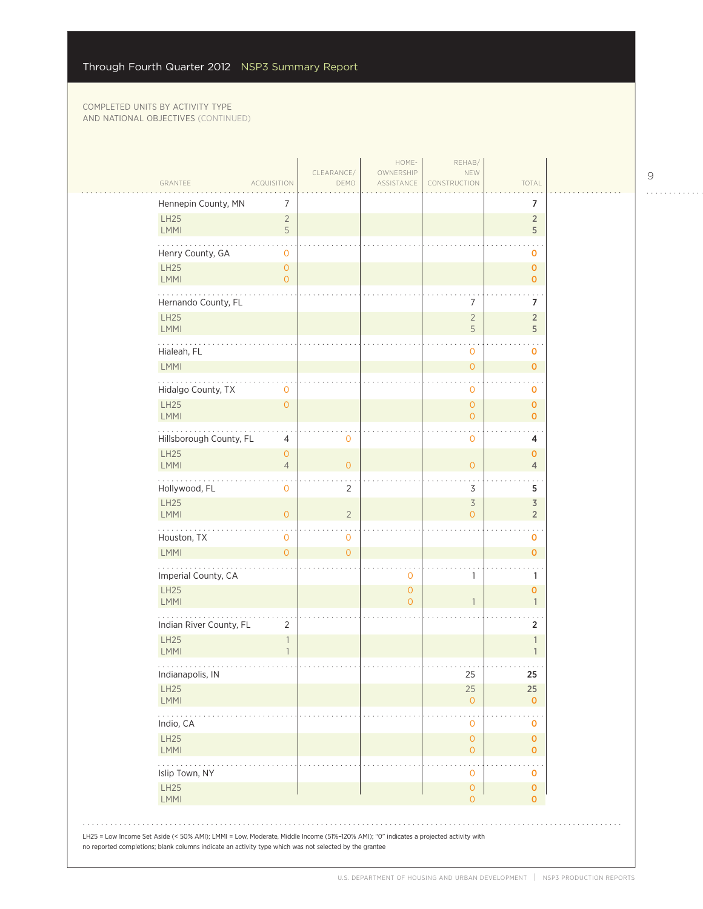COMPLETED UNITS BY ACTIVITY TYPE AND NATIONAL OBJECTIVES (CONTINUED)

| GRANTEE | ACQUISITION | CLEARANCE/ DEMO | HOME-OWNERSHIP ASSISTANCE | REHAB/ NEW CONSTRUCTION | TOTAL |
|---|---|---|---|---|---|
| **Hennepin County, MN** | 7 | | | | **7** |
| LH25 | 2 | | | | 2 |
| LMMI | 5 | | | | 5 |
| **Henry County, GA** | 0 | | | | **0** |
| LH25 | 0 | | | | 0 |
| LMMI | 0 | | | | 0 |
| **Hernando County, FL** | | | | 7 | **7** |
| LH25 | | | | 2 | 2 |
| LMMI | | | | 5 | 5 |
| **Hialeah, FL** | | | | 0 | **0** |
| LMMI | | | | 0 | 0 |
| **Hidalgo County, TX** | 0 | | | 0 | **0** |
| LH25 | 0 | | | 0 | 0 |
| LMMI | | | | 0 | 0 |
| **Hillsborough County, FL** | 4 | 0 | | 0 | **4** |
| LH25 | 0 | | | | 0 |
| LMMI | 4 | 0 | | 0 | 4 |
| **Hollywood, FL** | 0 | 2 | | 3 | **5** |
| LH25 | | | | 3 | 3 |
| LMMI | 0 | 2 | | 0 | 2 |
| **Houston, TX** | 0 | 0 | | | **0** |
| LMMI | 0 | 0 | | | 0 |
| **Imperial County, CA** | | | 0 | 1 | **1** |
| LH25 | | | 0 | | 0 |
| LMMI | | | 0 | 1 | 1 |
| **Indian River County, FL** | 2 | | | | **2** |
| LH25 | 1 | | | | 1 |
| LMMI | 1 | | | | 1 |
| **Indianapolis, IN** | | | | 25 | **25** |
| LH25 | | | | 25 | 25 |
| LMMI | | | | 0 | 0 |
| **Indio, CA** | | | | 0 | **0** |
| LH25 | | | | 0 | 0 |
| LMMI | | | | 0 | 0 |
| **Islip Town, NY** | | | | 0 | **0** |
| LH25 | | | | 0 | 0 |
| LMMI | | | | 0 | 0 |

LH25 = Low Income Set Aside (< 50% AMI); LMMI = Low, Moderate, Middle Income (51%–120% AMI); "0" indicates a projected activity with no reported completions; blank columns indicate an activity type which was not selected by the grantee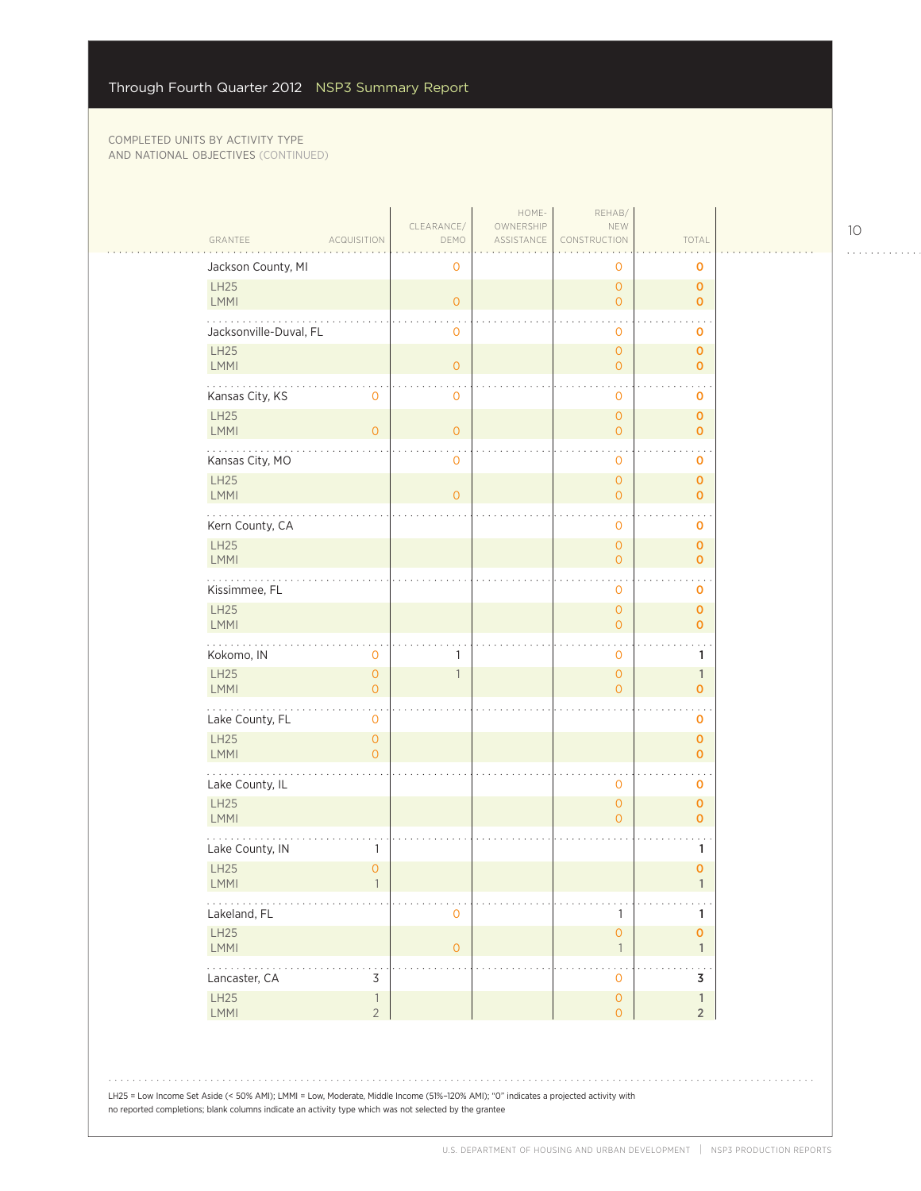COMPLETED UNITS BY ACTIVITY TYPE AND NATIONAL OBJECTIVES (CONTINUED)

| GRANTEE | ACQUISITION | CLEARANCE/ DEMO | HOME-OWNERSHIP ASSISTANCE | REHAB/ NEW CONSTRUCTION | TOTAL |
|---|---|---|---|---|---|
| **Jackson County, MI** | | 0 | | 0 | 0 |
| LH25 | | | | 0 | 0 |
| LMMI | | 0 | | 0 | 0 |
| **Jacksonville-Duval, FL** | | 0 | | 0 | 0 |
| LH25 | | | | 0 | 0 |
| LMMI | | 0 | | 0 | 0 |
| **Kansas City, KS** | 0 | 0 | | 0 | 0 |
| LH25 | | | | 0 | 0 |
| LMMI | 0 | 0 | | 0 | 0 |
| **Kansas City, MO** | | 0 | | 0 | 0 |
| LH25 | | | | 0 | 0 |
| LMMI | | 0 | | 0 | 0 |
| **Kern County, CA** | | | | 0 | 0 |
| LH25 | | | | 0 | 0 |
| LMMI | | | | 0 | 0 |
| **Kissimmee, FL** | | | | 0 | 0 |
| LH25 | | | | 0 | 0 |
| LMMI | | | | 0 | 0 |
| **Kokomo, IN** | 0 | 1 | | 0 | 1 |
| LH25 | 0 | 1 | | 0 | 1 |
| LMMI | 0 | | | 0 | 0 |
| **Lake County, FL** | 0 | | | | 0 |
| LH25 | 0 | | | | 0 |
| LMMI | 0 | | | | 0 |
| **Lake County, IL** | | | | 0 | 0 |
| LH25 | | | | 0 | 0 |
| LMMI | | | | 0 | 0 |
| **Lake County, IN** | 1 | | | | 1 |
| LH25 | 0 | | | | 0 |
| LMMI | 1 | | | | 1 |
| **Lakeland, FL** | | 0 | | 1 | 1 |
| LH25 | | | | 0 | 0 |
| LMMI | | 0 | | 1 | 1 |
| **Lancaster, CA** | 3 | | | 0 | 3 |
| LH25 | 1 | | | 0 | 1 |
| LMMI | 2 | | | 0 | 2 |

LH25 = Low Income Set Aside (< 50% AMI); LMMI = Low, Moderate, Middle Income (51%–120% AMI); "0" indicates a projected activity with no reported completions; blank columns indicate an activity type which was not selected by the grantee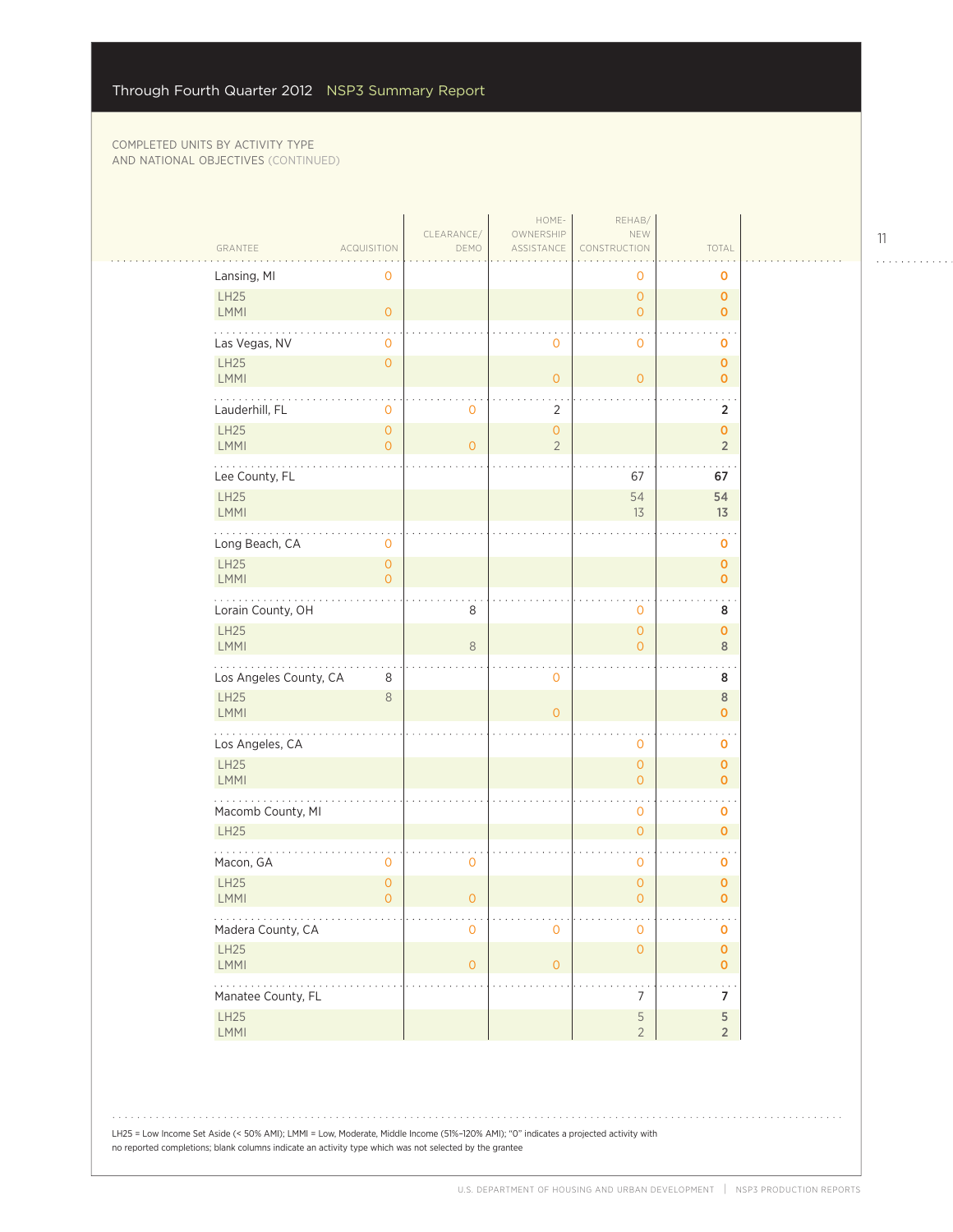Through Fourth Quarter 2012 NSP3 Summary Report

COMPLETED UNITS BY ACTIVITY TYPE
AND NATIONAL OBJECTIVES (CONTINUED)

| GRANTEE | ACQUISITION | CLEARANCE/ DEMO | HOME-OWNERSHIP ASSISTANCE | REHAB/ NEW CONSTRUCTION | TOTAL |
|---|---|---|---|---|---|
| Lansing, MI | 0 | | | 0 | 0 |
| LH25 | | | | 0 | 0 |
| LMMI | 0 | | | 0 | 0 |
| Las Vegas, NV | 0 | | 0 | 0 | 0 |
| LH25 | 0 | | | | 0 |
| LMMI | | | 0 | 0 | 0 |
| Lauderhill, FL | 0 | 0 | 2 | | 2 |
| LH25 | 0 | | 0 | | 0 |
| LMMI | 0 | 0 | 2 | | 2 |
| Lee County, FL | | | | 67 | 67 |
| LH25 | | | | 54 | 54 |
| LMMI | | | | 13 | 13 |
| Long Beach, CA | 0 | | | | 0 |
| LH25 | 0 | | | | 0 |
| LMMI | 0 | | | | 0 |
| Lorain County, OH | | 8 | | 0 | 8 |
| LH25 | | | | 0 | 0 |
| LMMI | | 8 | | 0 | 8 |
| Los Angeles County, CA | 8 | | 0 | | 8 |
| LH25 | 8 | | | | 8 |
| LMMI | | | 0 | | 0 |
| Los Angeles, CA | | | | 0 | 0 |
| LH25 | | | | 0 | 0 |
| LMMI | | | | 0 | 0 |
| Macomb County, MI | | | | 0 | 0 |
| LH25 | | | | 0 | 0 |
| Macon, GA | 0 | 0 | | 0 | 0 |
| LH25 | 0 | | | 0 | 0 |
| LMMI | 0 | 0 | | 0 | 0 |
| Madera County, CA | | 0 | 0 | 0 | 0 |
| LH25 | | | | 0 | 0 |
| LMMI | | 0 | 0 | | 0 |
| Manatee County, FL | | | | 7 | 7 |
| LH25 | | | | 5 | 5 |
| LMMI | | | | 2 | 2 |

LH25 = Low Income Set Aside (< 50% AMI); LMMI = Low, Moderate, Middle Income (51%–120% AMI); "0" indicates a projected activity with no reported completions; blank columns indicate an activity type which was not selected by the grantee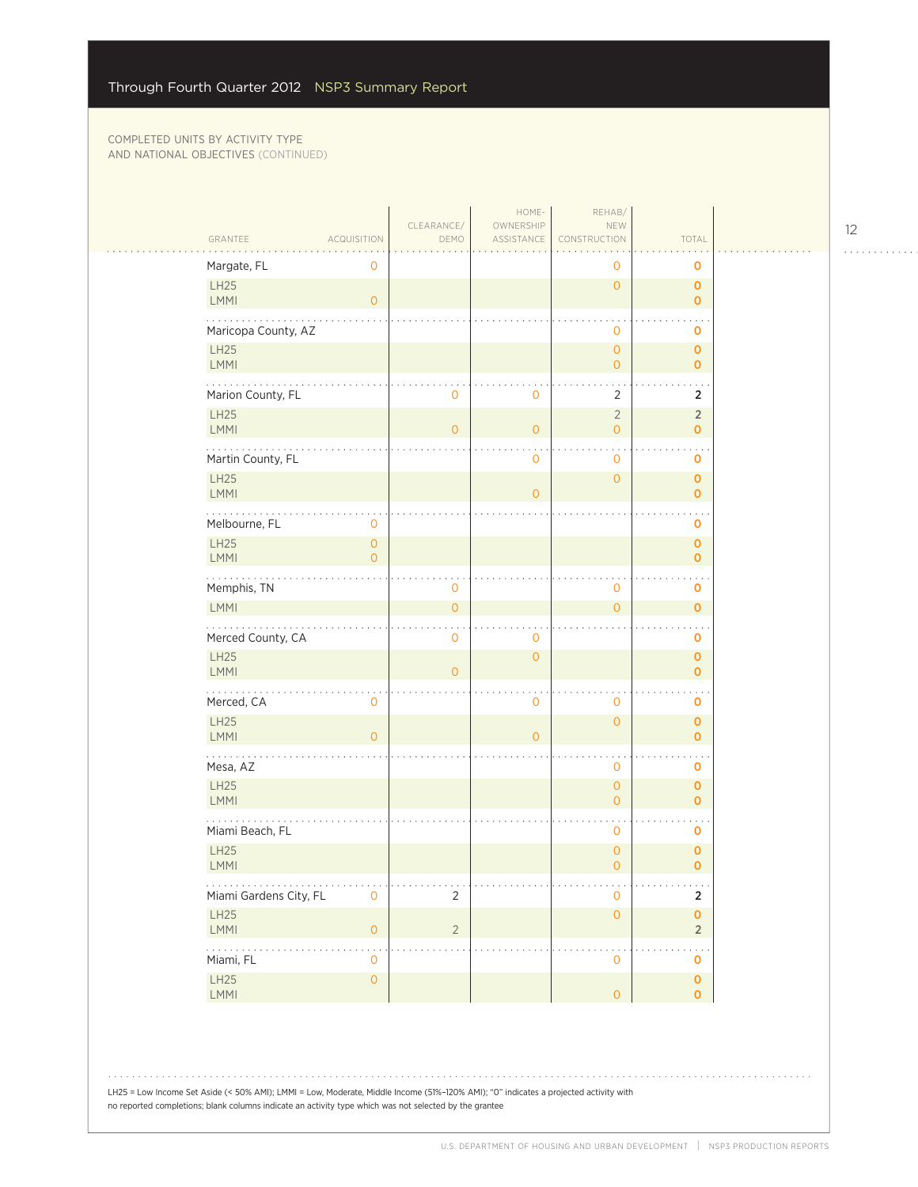COMPLETED UNITS BY ACTIVITY TYPE AND NATIONAL OBJECTIVES (CONTINUED)

| GRANTEE | ACQUISITION | CLEARANCE/ DEMO | HOME-OWNERSHIP ASSISTANCE | REHAB/ NEW CONSTRUCTION | TOTAL |
|---|---|---|---|---|---|
| Margate, FL | 0 | | | 0 | 0 |
| LH25 | | | | 0 | 0 |
| LMMI | 0 | | | | 0 |
| Maricopa County, AZ | | | | 0 | 0 |
| LH25 | | | | 0 | 0 |
| LMMI | | | | 0 | 0 |
| Marion County, FL | | 0 | 0 | 2 | 2 |
| LH25 | | | | 2 | 2 |
| LMMI | | 0 | 0 | 0 | 0 |
| Martin County, FL | | | 0 | 0 | 0 |
| LH25 | | | | 0 | 0 |
| LMMI | | | 0 | | 0 |
| Melbourne, FL | 0 | | | | 0 |
| LH25 | 0 | | | | 0 |
| LMMI | 0 | | | | 0 |
| Memphis, TN | | 0 | | 0 | 0 |
| LMMI | | 0 | | 0 | 0 |
| Merced County, CA | | 0 | 0 | | 0 |
| LH25 | | | 0 | | 0 |
| LMMI | | 0 | | | 0 |
| Merced, CA | 0 | | 0 | 0 | 0 |
| LH25 | | | | 0 | 0 |
| LMMI | 0 | | 0 | | 0 |
| Mesa, AZ | | | | 0 | 0 |
| LH25 | | | | 0 | 0 |
| LMMI | | | | 0 | 0 |
| Miami Beach, FL | | | | 0 | 0 |
| LH25 | | | | 0 | 0 |
| LMMI | | | | 0 | 0 |
| Miami Gardens City, FL | 0 | 2 | | 0 | 2 |
| LH25 | | | | 0 | 0 |
| LMMI | 0 | 2 | | | 2 |
| Miami, FL | 0 | | | 0 | 0 |
| LH25 | 0 | | | | 0 |
| LMMI | | | | 0 | 0 |

LH25 = Low Income Set Aside (< 50% AMI); LMMI = Low, Moderate, Middle Income (51%–120% AMI); "0" indicates a projected activity with no reported completions; blank columns indicate an activity type which was not selected by the grantee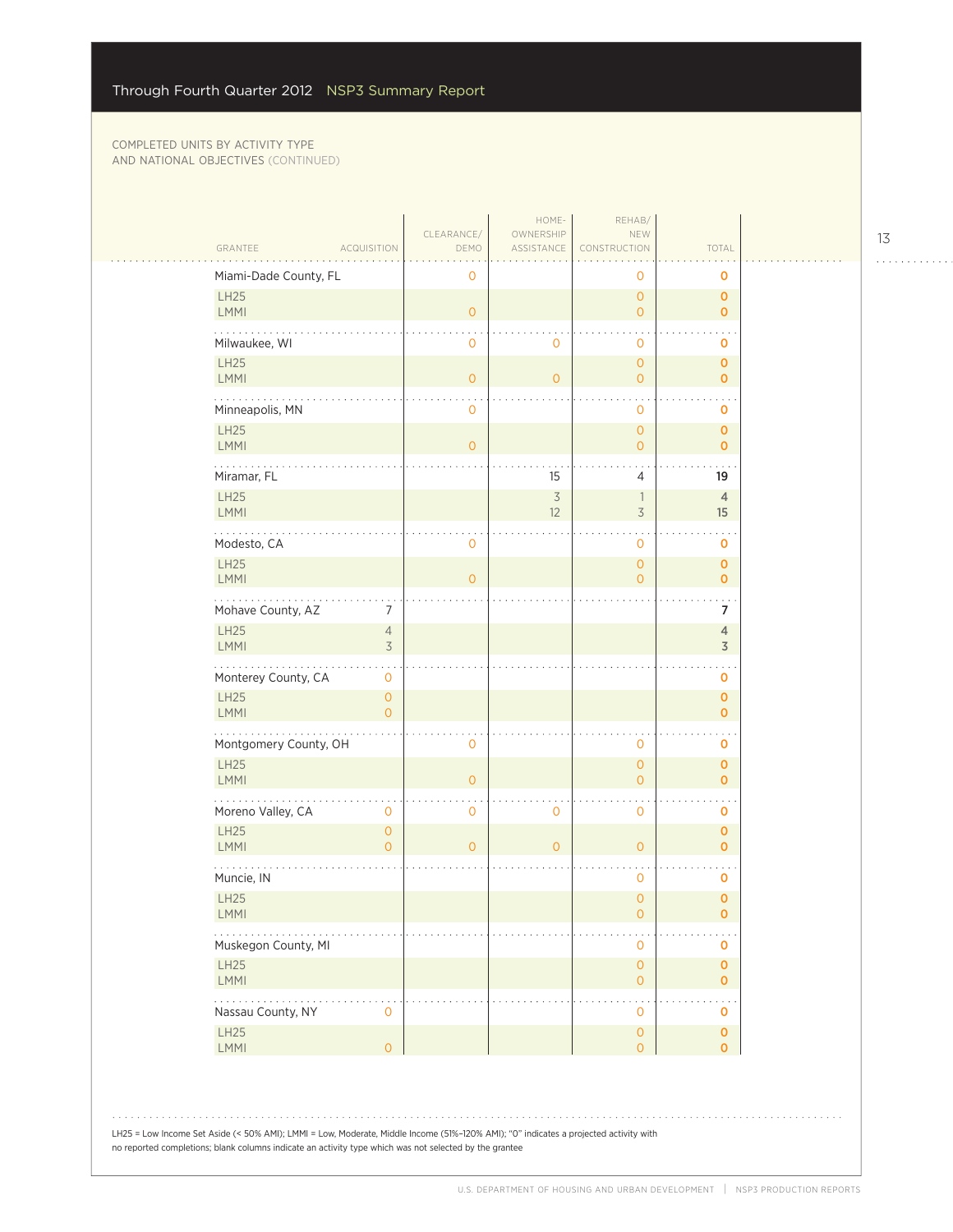COMPLETED UNITS BY ACTIVITY TYPE AND NATIONAL OBJECTIVES (CONTINUED)

| GRANTEE | ACQUISITION | CLEARANCE/ DEMO | HOME-OWNERSHIP ASSISTANCE | REHAB/ NEW CONSTRUCTION | TOTAL |
|---|---|---|---|---|---|
| Miami-Dade County, FL | | 0 | | 0 | 0 |
| LH25 | | | | 0 | 0 |
| LMMI | | 0 | | 0 | 0 |
| Milwaukee, WI | | 0 | 0 | 0 | 0 |
| LH25 | | | | 0 | 0 |
| LMMI | | 0 | 0 | 0 | 0 |
| Minneapolis, MN | | 0 | | 0 | 0 |
| LH25 | | | | 0 | 0 |
| LMMI | | 0 | | 0 | 0 |
| Miramar, FL | | | 15 | 4 | 19 |
| LH25 | | | 3 | 1 | 4 |
| LMMI | | | 12 | 3 | 15 |
| Modesto, CA | | 0 | | 0 | 0 |
| LH25 | | | | 0 | 0 |
| LMMI | | 0 | | 0 | 0 |
| Mohave County, AZ | 7 | | | | 7 |
| LH25 | 4 | | | | 4 |
| LMMI | 3 | | | | 3 |
| Monterey County, CA | 0 | | | | 0 |
| LH25 | 0 | | | | 0 |
| LMMI | 0 | | | | 0 |
| Montgomery County, OH | | 0 | | 0 | 0 |
| LH25 | | | | 0 | 0 |
| LMMI | | 0 | | 0 | 0 |
| Moreno Valley, CA | 0 | 0 | 0 | 0 | 0 |
| LH25 | 0 | | | | 0 |
| LMMI | 0 | 0 | 0 | 0 | 0 |
| Muncie, IN | | | | 0 | 0 |
| LH25 | | | | 0 | 0 |
| LMMI | | | | 0 | 0 |
| Muskegon County, MI | | | | 0 | 0 |
| LH25 | | | | 0 | 0 |
| LMMI | | | | 0 | 0 |
| Nassau County, NY | 0 | | | 0 | 0 |
| LH25 | | | | 0 | 0 |
| LMMI | 0 | | | 0 | 0 |

LH25 = Low Income Set Aside (< 50% AMI); LMMI = Low, Moderate, Middle Income (51%–120% AMI); "0" indicates a projected activity with no reported completions; blank columns indicate an activity type which was not selected by the grantee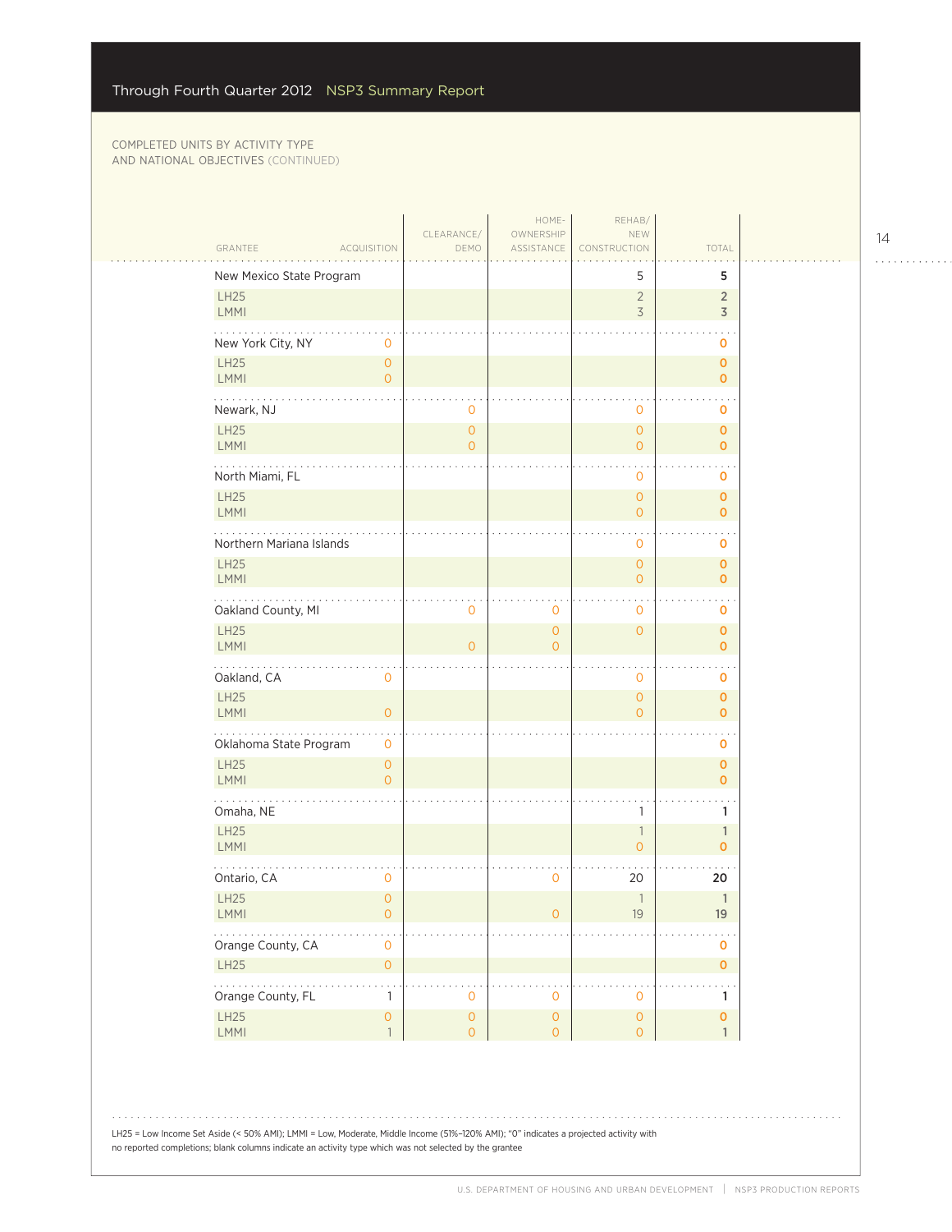COMPLETED UNITS BY ACTIVITY TYPE AND NATIONAL OBJECTIVES (CONTINUED)

| GRANTEE | ACQUISITION | CLEARANCE/ DEMO | HOME-OWNERSHIP ASSISTANCE | REHAB/ NEW CONSTRUCTION | TOTAL |
|---|---|---|---|---|---|
| New Mexico State Program | | | | 5 | 5 |
| LH25 | | | | 2 | 2 |
| LMMI | | | | 3 | 3 |
| New York City, NY | 0 | | | | 0 |
| LH25 | 0 | | | | 0 |
| LMMI | 0 | | | | 0 |
| Newark, NJ | | 0 | | 0 | 0 |
| LH25 | | 0 | | 0 | 0 |
| LMMI | | 0 | | 0 | 0 |
| North Miami, FL | | | | 0 | 0 |
| LH25 | | | | 0 | 0 |
| LMMI | | | | 0 | 0 |
| Northern Mariana Islands | | | | 0 | 0 |
| LH25 | | | | 0 | 0 |
| LMMI | | | | 0 | 0 |
| Oakland County, MI | | 0 | 0 | 0 | 0 |
| LH25 | | | 0 | 0 | 0 |
| LMMI | | 0 | 0 | | 0 |
| Oakland, CA | 0 | | | 0 | 0 |
| LH25 | | | | 0 | 0 |
| LMMI | 0 | | | 0 | 0 |
| Oklahoma State Program | 0 | | | | 0 |
| LH25 | 0 | | | | 0 |
| LMMI | 0 | | | | 0 |
| Omaha, NE | | | | 1 | 1 |
| LH25 | | | | 1 | 1 |
| LMMI | | | | 0 | 0 |
| Ontario, CA | 0 | | 0 | 20 | 20 |
| LH25 | 0 | | | 1 | 1 |
| LMMI | 0 | | 0 | 19 | 19 |
| Orange County, CA | 0 | | | | 0 |
| LH25 | 0 | | | | 0 |
| Orange County, FL | 1 | 0 | 0 | 0 | 1 |
| LH25 | 0 | 0 | 0 | 0 | 0 |
| LMMI | 1 | 0 | 0 | 0 | 1 |

LH25 = Low Income Set Aside (< 50% AMI); LMMI = Low, Moderate, Middle Income (51%–120% AMI); "0" indicates a projected activity with no reported completions; blank columns indicate an activity type which was not selected by the grantee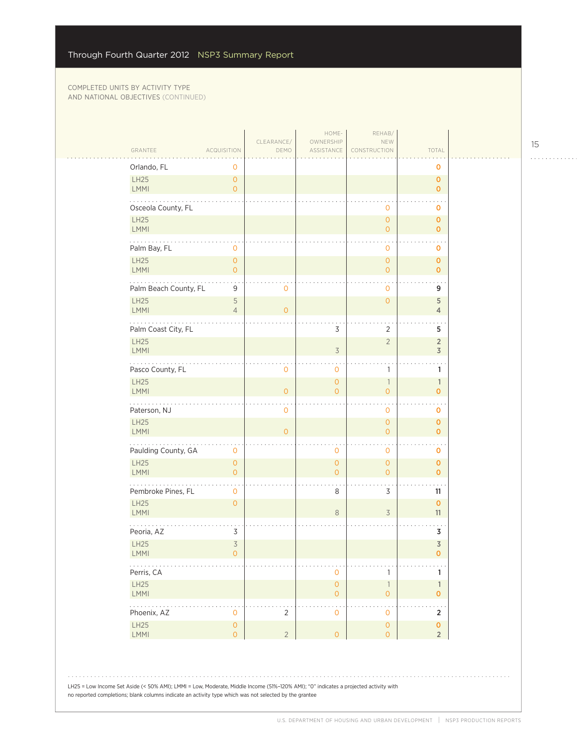COMPLETED UNITS BY ACTIVITY TYPE AND NATIONAL OBJECTIVES (CONTINUED)

| GRANTEE | ACQUISITION | CLEARANCE/ DEMO | HOME-OWNERSHIP ASSISTANCE | REHAB/ NEW CONSTRUCTION | TOTAL |
|---|---|---|---|---|---|
| Orlando, FL | 0 | | | | 0 |
| LH25 | 0 | | | | 0 |
| LMMI | 0 | | | | 0 |
| Osceola County, FL | | | | 0 | 0 |
| LH25 | | | | 0 | 0 |
| LMMI | | | | 0 | 0 |
| Palm Bay, FL | 0 | | | 0 | 0 |
| LH25 | 0 | | | 0 | 0 |
| LMMI | 0 | | | 0 | 0 |
| Palm Beach County, FL | 9 | 0 | | 0 | 9 |
| LH25 | 5 | | | 0 | 5 |
| LMMI | 4 | 0 | | | 4 |
| Palm Coast City, FL | | | 3 | 2 | 5 |
| LH25 | | | | 2 | 2 |
| LMMI | | | 3 | | 3 |
| Pasco County, FL | | 0 | 0 | 1 | 1 |
| LH25 | | | 0 | 1 | 1 |
| LMMI | | 0 | 0 | 0 | 0 |
| Paterson, NJ | | 0 | | 0 | 0 |
| LH25 | | | | 0 | 0 |
| LMMI | | 0 | | 0 | 0 |
| Paulding County, GA | 0 | | 0 | 0 | 0 |
| LH25 | 0 | | 0 | 0 | 0 |
| LMMI | 0 | | 0 | 0 | 0 |
| Pembroke Pines, FL | 0 | | 8 | 3 | 11 |
| LH25 | 0 | | | | 0 |
| LMMI | | | 8 | 3 | 11 |
| Peoria, AZ | 3 | | | | 3 |
| LH25 | 3 | | | | 3 |
| LMMI | 0 | | | | 0 |
| Perris, CA | | | 0 | 1 | 1 |
| LH25 | | | 0 | 1 | 1 |
| LMMI | | | 0 | 0 | 0 |
| Phoenix, AZ | 0 | 2 | 0 | 0 | 2 |
| LH25 | 0 | | | 0 | 0 |
| LMMI | 0 | 2 | 0 | 0 | 2 |

LH25 = Low Income Set Aside (< 50% AMI); LMMI = Low, Moderate, Middle Income (51%–120% AMI); "0" indicates a projected activity with no reported completions; blank columns indicate an activity type which was not selected by the grantee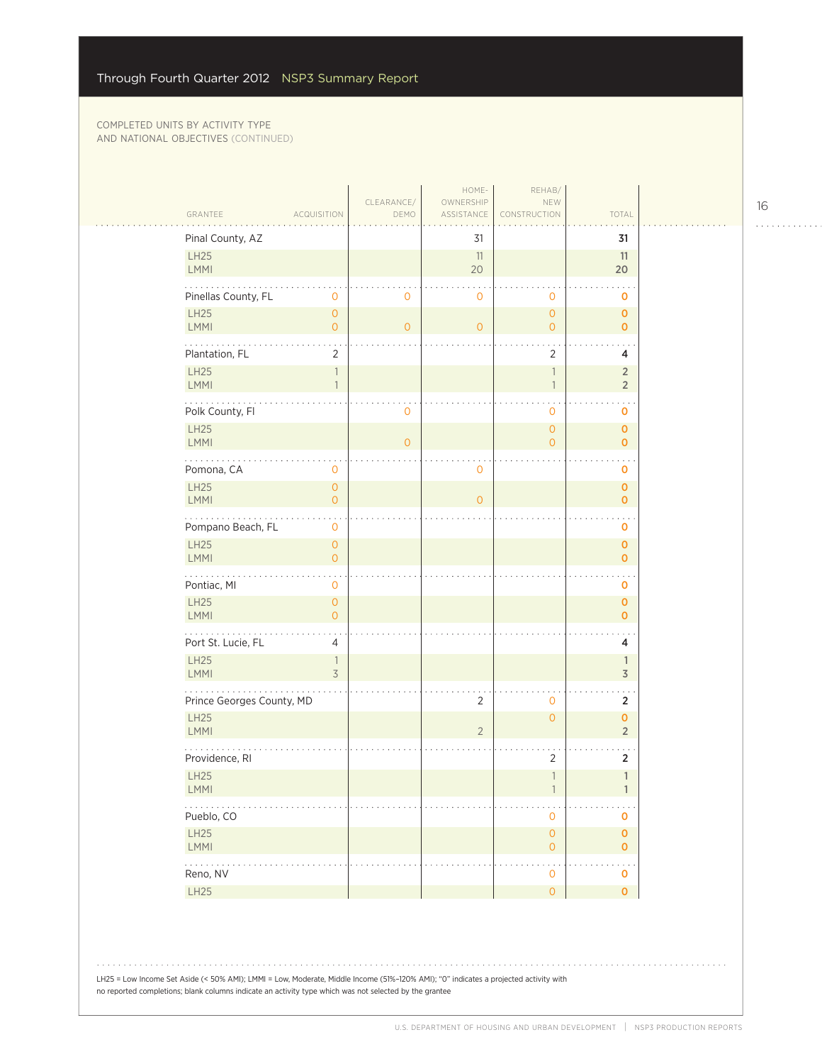Through Fourth Quarter 2012 NSP3 Summary Report

COMPLETED UNITS BY ACTIVITY TYPE AND NATIONAL OBJECTIVES (CONTINUED)

| GRANTEE | ACQUISITION | CLEARANCE/ DEMO | HOME-OWNERSHIP ASSISTANCE | REHAB/ NEW CONSTRUCTION | TOTAL |
|---|---|---|---|---|---|
| Pinal County, AZ | | | 31 | | 31 |
| LH25 | | | 11 | | 11 |
| LMMI | | | 20 | | 20 |
| Pinellas County, FL | 0 | 0 | 0 | 0 | 0 |
| LH25 | 0 | | | 0 | 0 |
| LMMI | 0 | 0 | 0 | 0 | 0 |
| Plantation, FL | 2 | | | 2 | 4 |
| LH25 | 1 | | | 1 | 2 |
| LMMI | 1 | | | 1 | 2 |
| Polk County, Fl | | 0 | | 0 | 0 |
| LH25 | | | | 0 | 0 |
| LMMI | | 0 | | 0 | 0 |
| Pomona, CA | 0 | | 0 | | 0 |
| LH25 | 0 | | | | 0 |
| LMMI | 0 | | 0 | | 0 |
| Pompano Beach, FL | 0 | | | | 0 |
| LH25 | 0 | | | | 0 |
| LMMI | 0 | | | | 0 |
| Pontiac, MI | 0 | | | | 0 |
| LH25 | 0 | | | | 0 |
| LMMI | 0 | | | | 0 |
| Port St. Lucie, FL | 4 | | | | 4 |
| LH25 | 1 | | | | 1 |
| LMMI | 3 | | | | 3 |
| Prince Georges County, MD | | | 2 | 0 | 2 |
| LH25 | | | | 0 | 0 |
| LMMI | | | 2 | | 2 |
| Providence, RI | | | | 2 | 2 |
| LH25 | | | | 1 | 1 |
| LMMI | | | | 1 | 1 |
| Pueblo, CO | | | | 0 | 0 |
| LH25 | | | | 0 | 0 |
| LMMI | | | | 0 | 0 |
| Reno, NV | | | | 0 | 0 |
| LH25 | | | | 0 | 0 |

LH25 = Low Income Set Aside (< 50% AMI); LMMI = Low, Moderate, Middle Income (51%–120% AMI); "0" indicates a projected activity with no reported completions; blank columns indicate an activity type which was not selected by the grantee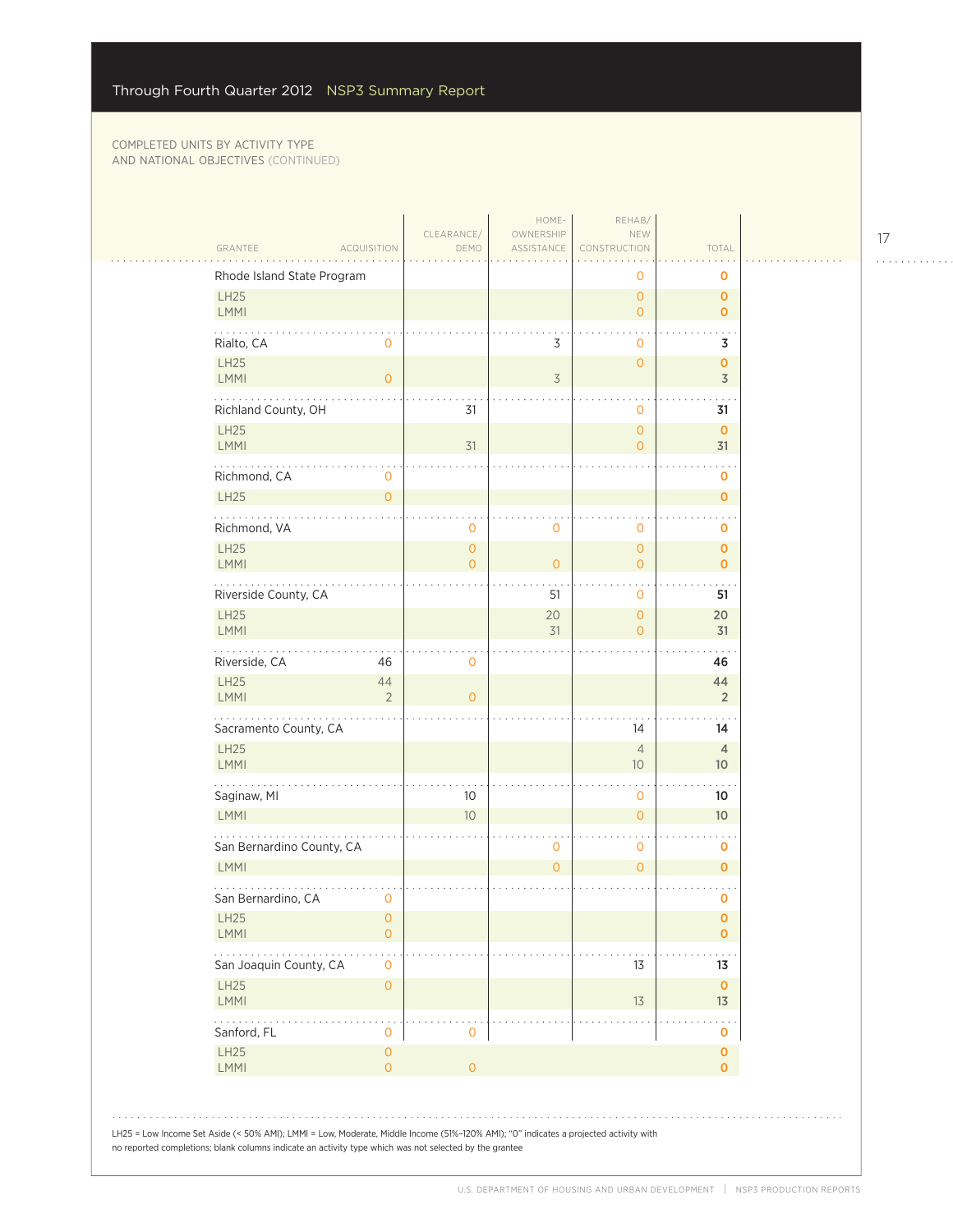Through Fourth Quarter 2012 NSP3 Summary Report

COMPLETED UNITS BY ACTIVITY TYPE AND NATIONAL OBJECTIVES (CONTINUED)

| GRANTEE | ACQUISITION | CLEARANCE/ DEMO | HOME-OWNERSHIP ASSISTANCE | REHAB/ NEW CONSTRUCTION | TOTAL |
|---|---|---|---|---|---|
| Rhode Island State Program | | | | 0 | 0 |
| LH25 | | | | 0 | 0 |
| LMMI | | | | 0 | 0 |
| Rialto, CA | 0 | | 3 | 0 | 3 |
| LH25 | | | | 0 | 0 |
| LMMI | 0 | | 3 | | 3 |
| Richland County, OH | | 31 | | 0 | 31 |
| LH25 | | | | 0 | 0 |
| LMMI | | 31 | | 0 | 31 |
| Richmond, CA | 0 | | | | 0 |
| LH25 | 0 | | | | 0 |
| Richmond, VA | | 0 | 0 | 0 | 0 |
| LH25 | | 0 | | 0 | 0 |
| LMMI | | 0 | 0 | 0 | 0 |
| Riverside County, CA | | | 51 | 0 | 51 |
| LH25 | | | 20 | 0 | 20 |
| LMMI | | | 31 | 0 | 31 |
| Riverside, CA | 46 | 0 | | | 46 |
| LH25 | 44 | | | | 44 |
| LMMI | 2 | 0 | | | 2 |
| Sacramento County, CA | | | | 14 | 14 |
| LH25 | | | | 4 | 4 |
| LMMI | | | | 10 | 10 |
| Saginaw, MI | | 10 | | 0 | 10 |
| LMMI | | 10 | | 0 | 10 |
| San Bernardino County, CA | | | 0 | 0 | 0 |
| LMMI | | | 0 | 0 | 0 |
| San Bernardino, CA | 0 | | | | 0 |
| LH25 | 0 | | | | 0 |
| LMMI | 0 | | | | 0 |
| San Joaquin County, CA | 0 | | | 13 | 13 |
| LH25 | 0 | | | | 0 |
| LMMI | | | | 13 | 13 |
| Sanford, FL | 0 | 0 | | | 0 |
| LH25 | 0 | | | | 0 |
| LMMI | 0 | 0 | | | 0 |

LH25 = Low Income Set Aside (< 50% AMI); LMMI = Low, Moderate, Middle Income (51%–120% AMI); "0" indicates a projected activity with no reported completions; blank columns indicate an activity type which was not selected by the grantee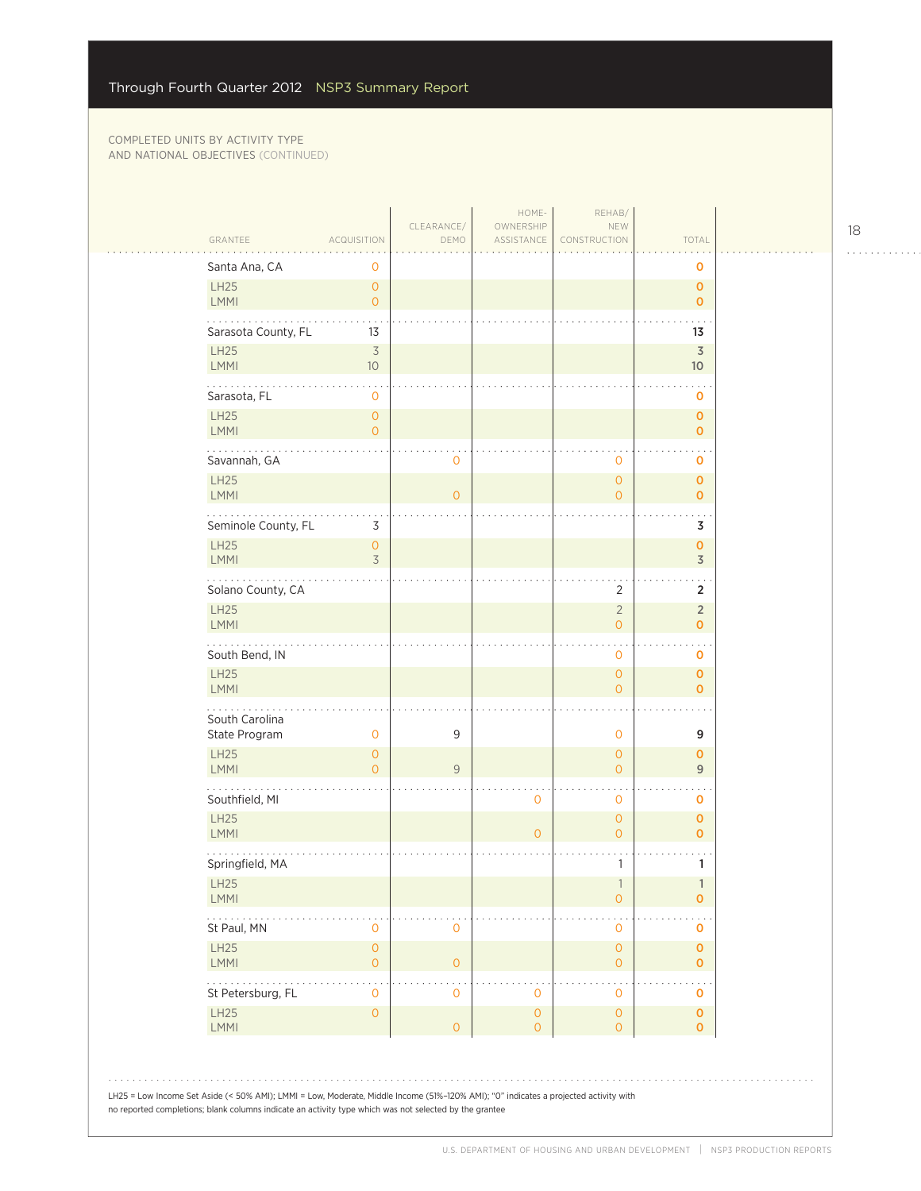COMPLETED UNITS BY ACTIVITY TYPE AND NATIONAL OBJECTIVES (CONTINUED)

| GRANTEE | ACQUISITION | CLEARANCE/ DEMO | HOME-OWNERSHIP ASSISTANCE | REHAB/ NEW CONSTRUCTION | TOTAL |
|---|---|---|---|---|---|
| **Santa Ana, CA** | 0 | | | | 0 |
| LH25 | 0 | | | | 0 |
| LMMI | 0 | | | | 0 |
| **Sarasota County, FL** | 13 | | | | 13 |
| LH25 | 3 | | | | 3 |
| LMMI | 10 | | | | 10 |
| **Sarasota, FL** | 0 | | | | 0 |
| LH25 | 0 | | | | 0 |
| LMMI | 0 | | | | 0 |
| **Savannah, GA** | | 0 | | 0 | 0 |
| LH25 | | | | 0 | 0 |
| LMMI | | 0 | | 0 | 0 |
| **Seminole County, FL** | 3 | | | | 3 |
| LH25 | 0 | | | | 0 |
| LMMI | 3 | | | | 3 |
| **Solano County, CA** | | | | 2 | 2 |
| LH25 | | | | 2 | 2 |
| LMMI | | | | 0 | 0 |
| **South Bend, IN** | | | | 0 | 0 |
| LH25 | | | | 0 | 0 |
| LMMI | | | | 0 | 0 |
| **South Carolina State Program** | 0 | 9 | | 0 | 9 |
| LH25 | 0 | | | 0 | 0 |
| LMMI | 0 | 9 | | 0 | 9 |
| **Southfield, MI** | | | 0 | 0 | 0 |
| LH25 | | | | 0 | 0 |
| LMMI | | | 0 | 0 | 0 |
| **Springfield, MA** | | | | 1 | 1 |
| LH25 | | | | 1 | 1 |
| LMMI | | | | 0 | 0 |
| **St Paul, MN** | 0 | 0 | | 0 | 0 |
| LH25 | 0 | | | 0 | 0 |
| LMMI | 0 | 0 | | 0 | 0 |
| **St Petersburg, FL** | 0 | 0 | 0 | 0 | 0 |
| LH25 | 0 | | 0 | 0 | 0 |
| LMMI | | 0 | 0 | 0 | 0 |

LH25 = Low Income Set Aside (< 50% AMI); LMMI = Low, Moderate, Middle Income (51%–120% AMI); "0" indicates a projected activity with no reported completions; blank columns indicate an activity type which was not selected by the grantee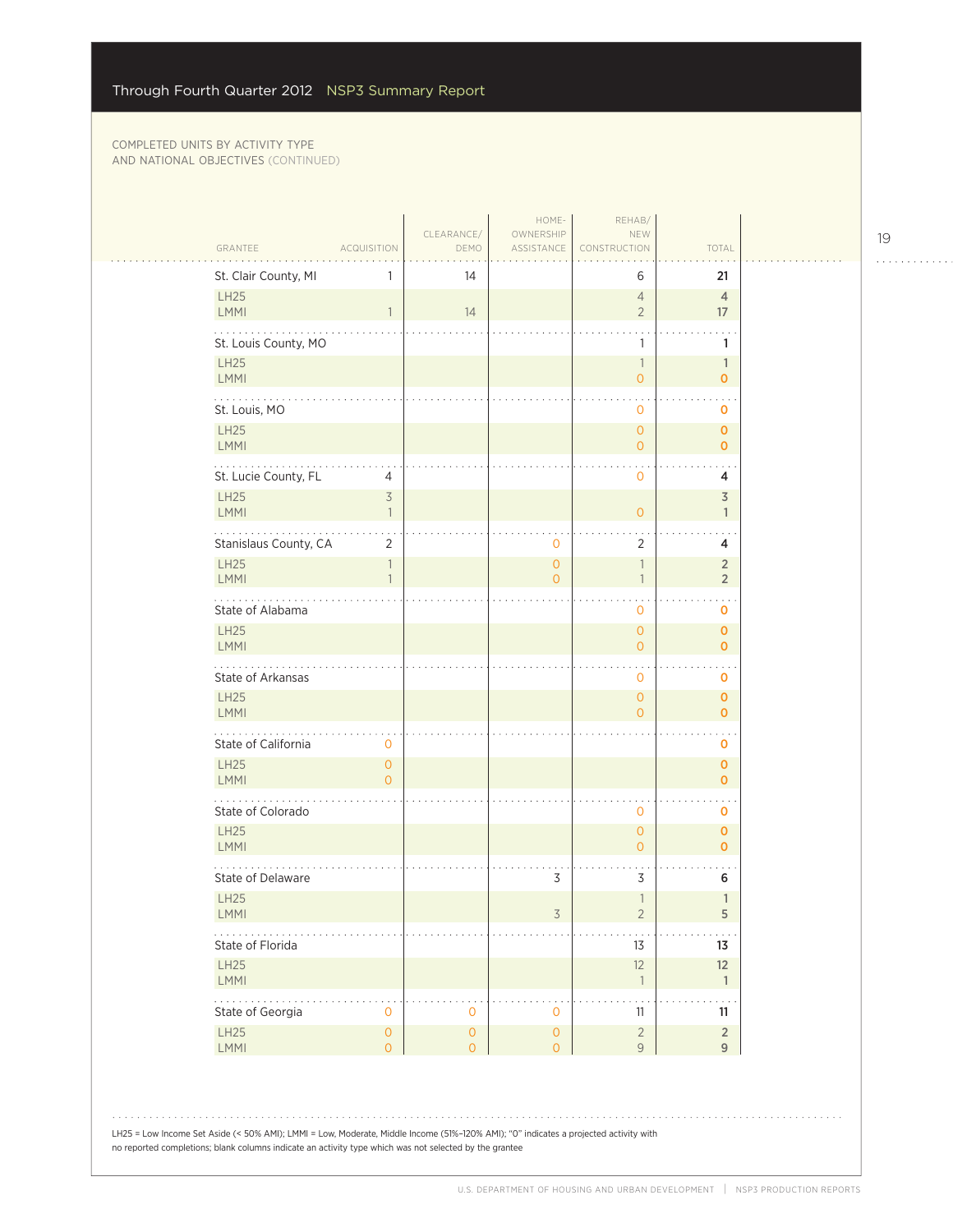COMPLETED UNITS BY ACTIVITY TYPE AND NATIONAL OBJECTIVES (CONTINUED)

| GRANTEE | ACQUISITION | CLEARANCE/ DEMO | HOME-OWNERSHIP ASSISTANCE | REHAB/ NEW CONSTRUCTION | TOTAL |
|---|---|---|---|---|---|
| St. Clair County, MI | 1 | 14 | | 6 | 21 |
| LH25 | | | | 4 | 4 |
| LMMI | 1 | 14 | | 2 | 17 |
| St. Louis County, MO | | | | 1 | 1 |
| LH25 | | | | 1 | 1 |
| LMMI | | | | 0 | 0 |
| St. Louis, MO | | | | 0 | 0 |
| LH25 | | | | 0 | 0 |
| LMMI | | | | 0 | 0 |
| St. Lucie County, FL | 4 | | | 0 | 4 |
| LH25 | 3 | | | | 3 |
| LMMI | 1 | | | 0 | 1 |
| Stanislaus County, CA | 2 | | 0 | 2 | 4 |
| LH25 | 1 | | 0 | 1 | 2 |
| LMMI | 1 | | 0 | 1 | 2 |
| State of Alabama | | | | 0 | 0 |
| LH25 | | | | 0 | 0 |
| LMMI | | | | 0 | 0 |
| State of Arkansas | | | | 0 | 0 |
| LH25 | | | | 0 | 0 |
| LMMI | | | | 0 | 0 |
| State of California | 0 | | | | 0 |
| LH25 | 0 | | | | 0 |
| LMMI | 0 | | | | 0 |
| State of Colorado | | | | 0 | 0 |
| LH25 | | | | 0 | 0 |
| LMMI | | | | 0 | 0 |
| State of Delaware | | | 3 | 3 | 6 |
| LH25 | | | | 1 | 1 |
| LMMI | | | 3 | 2 | 5 |
| State of Florida | | | | 13 | 13 |
| LH25 | | | | 12 | 12 |
| LMMI | | | | 1 | 1 |
| State of Georgia | 0 | 0 | 0 | 11 | 11 |
| LH25 | 0 | 0 | 0 | 2 | 2 |
| LMMI | 0 | 0 | 0 | 9 | 9 |

LH25 = Low Income Set Aside (< 50% AMI); LMMI = Low, Moderate, Middle Income (51%–120% AMI); "0" indicates a projected activity with no reported completions; blank columns indicate an activity type which was not selected by the grantee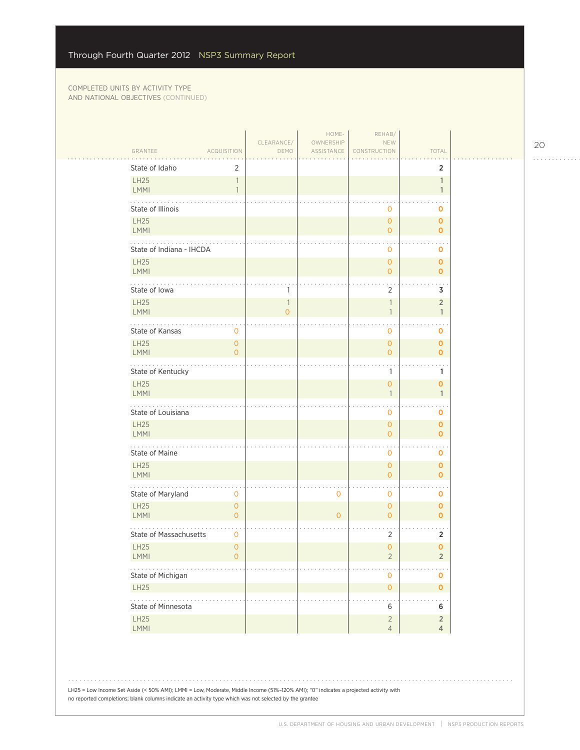COMPLETED UNITS BY ACTIVITY TYPE AND NATIONAL OBJECTIVES (CONTINUED)

| GRANTEE | ACQUISITION | CLEARANCE/ DEMO | HOME-OWNERSHIP ASSISTANCE | REHAB/ NEW CONSTRUCTION | TOTAL |
|---|---|---|---|---|---|
| **State of Idaho** | 2 | | | | **2** |
| LH25 | 1 | | | | 1 |
| LMMI | 1 | | | | 1 |
| **State of Illinois** | | | | 0 | **0** |
| LH25 | | | | 0 | 0 |
| LMMI | | | | 0 | 0 |
| **State of Indiana - IHCDA** | | | | 0 | **0** |
| LH25 | | | | 0 | 0 |
| LMMI | | | | 0 | 0 |
| **State of Iowa** | | 1 | | 2 | **3** |
| LH25 | | 1 | | 1 | 2 |
| LMMI | | 0 | | 1 | 1 |
| **State of Kansas** | 0 | | | 0 | **0** |
| LH25 | 0 | | | 0 | 0 |
| LMMI | 0 | | | 0 | 0 |
| **State of Kentucky** | | | | 1 | **1** |
| LH25 | | | | 0 | 0 |
| LMMI | | | | 1 | 1 |
| **State of Louisiana** | | | | 0 | **0** |
| LH25 | | | | 0 | 0 |
| LMMI | | | | 0 | 0 |
| **State of Maine** | | | | 0 | **0** |
| LH25 | | | | 0 | 0 |
| LMMI | | | | 0 | 0 |
| **State of Maryland** | 0 | | 0 | 0 | **0** |
| LH25 | 0 | | | 0 | 0 |
| LMMI | 0 | | 0 | 0 | 0 |
| **State of Massachusetts** | 0 | | | 2 | **2** |
| LH25 | 0 | | | 0 | 0 |
| LMMI | 0 | | | 2 | 2 |
| **State of Michigan** | | | | 0 | **0** |
| LH25 | | | | 0 | 0 |
| **State of Minnesota** | | | | 6 | **6** |
| LH25 | | | | 2 | 2 |
| LMMI | | | | 4 | 4 |

LH25 = Low Income Set Aside (< 50% AMI); LMMI = Low, Moderate, Middle Income (51%–120% AMI); "0" indicates a projected activity with no reported completions; blank columns indicate an activity type which was not selected by the grantee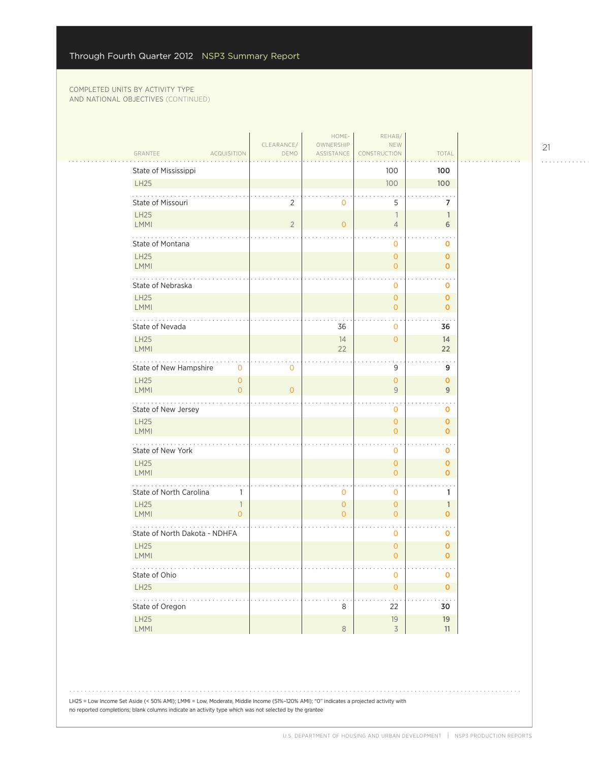COMPLETED UNITS BY ACTIVITY TYPE
AND NATIONAL OBJECTIVES (CONTINUED)

| GRANTEE | ACQUISITION | CLEARANCE/ DEMO | HOME-OWNERSHIP ASSISTANCE | REHAB/ NEW CONSTRUCTION | TOTAL |
|---|---|---|---|---|---|
| State of Mississippi | | | | 100 | **100** |
| LH25 | | | | 100 | **100** |
| State of Missouri | | 2 | 0 | 5 | **7** |
| LH25 | | | | 1 | **1** |
| LMMI | | 2 | 0 | 4 | **6** |
| State of Montana | | | | 0 | **0** |
| LH25 | | | | 0 | **0** |
| LMMI | | | | 0 | **0** |
| State of Nebraska | | | | 0 | **0** |
| LH25 | | | | 0 | **0** |
| LMMI | | | | 0 | **0** |
| State of Nevada | | | 36 | 0 | **36** |
| LH25 | | | 14 | 0 | **14** |
| LMMI | | | 22 | | **22** |
| State of New Hampshire | 0 | 0 | | 9 | **9** |
| LH25 | 0 | | | 0 | **0** |
| LMMI | 0 | 0 | | 9 | **9** |
| State of New Jersey | | | | 0 | **0** |
| LH25 | | | | 0 | **0** |
| LMMI | | | | 0 | **0** |
| State of New York | | | | 0 | **0** |
| LH25 | | | | 0 | **0** |
| LMMI | | | | 0 | **0** |
| State of North Carolina | 1 | | 0 | 0 | **1** |
| LH25 | 1 | | 0 | 0 | **1** |
| LMMI | 0 | | 0 | 0 | **0** |
| State of North Dakota - NDHFA | | | | 0 | **0** |
| LH25 | | | | 0 | **0** |
| LMMI | | | | 0 | **0** |
| State of Ohio | | | | 0 | **0** |
| LH25 | | | | 0 | **0** |
| State of Oregon | | | 8 | 22 | **30** |
| LH25 | | | | 19 | **19** |
| LMMI | | | 8 | 3 | **11** |

LH25 = Low Income Set Aside (< 50% AMI); LMMI = Low, Moderate, Middle Income (51%–120% AMI); "0" indicates a projected activity with no reported completions; blank columns indicate an activity type which was not selected by the grantee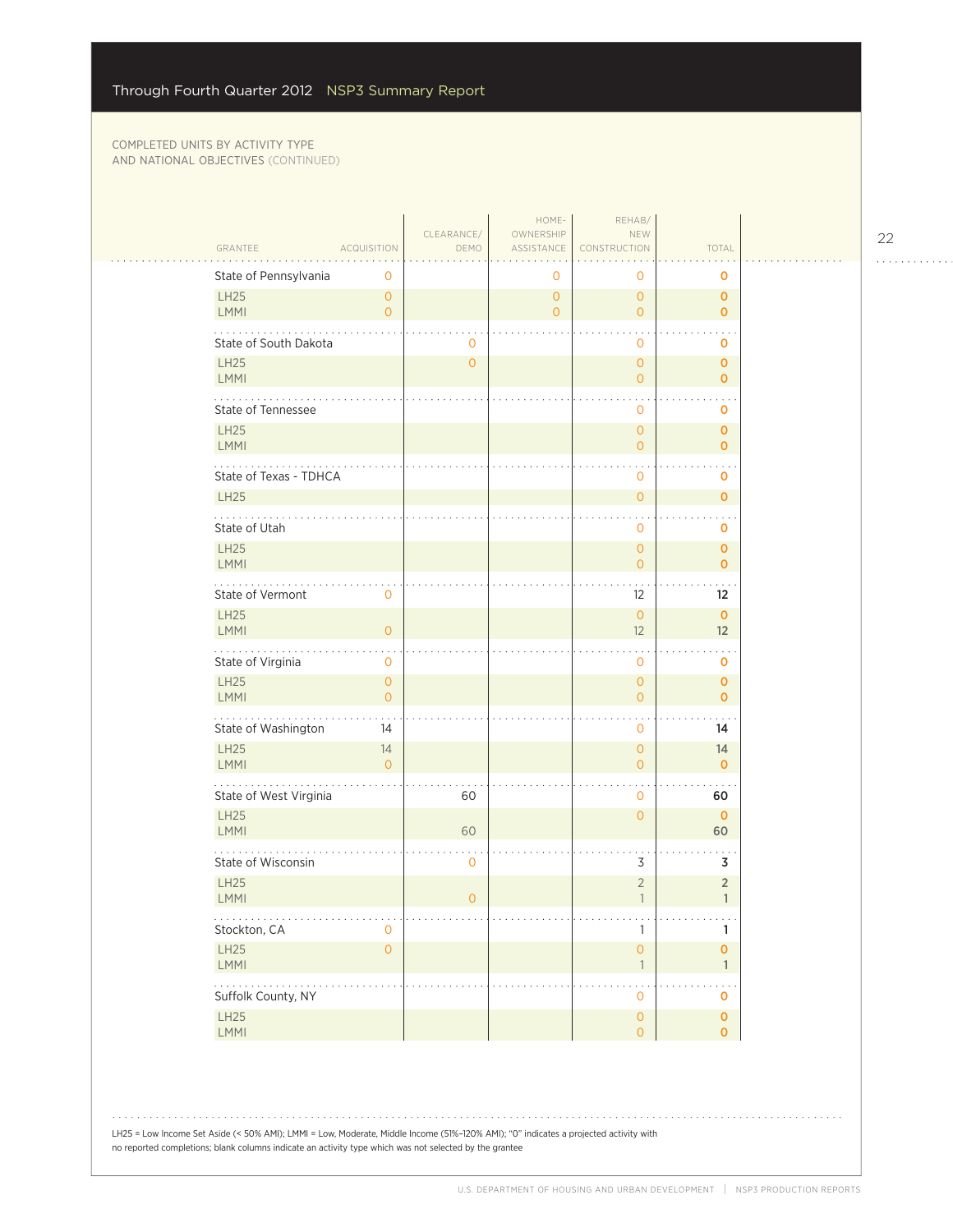Through Fourth Quarter 2012 NSP3 Summary Report

COMPLETED UNITS BY ACTIVITY TYPE AND NATIONAL OBJECTIVES (CONTINUED)

| GRANTEE | ACQUISITION | CLEARANCE/ DEMO | HOME-OWNERSHIP ASSISTANCE | REHAB/ NEW CONSTRUCTION | TOTAL |
|---|---|---|---|---|---|
| State of Pennsylvania | 0 | | 0 | 0 | 0 |
| LH25 | 0 | | 0 | 0 | 0 |
| LMMI | 0 | | 0 | 0 | 0 |
| State of South Dakota | | 0 | | 0 | 0 |
| LH25 | | 0 | | 0 | 0 |
| LMMI | | | | 0 | 0 |
| State of Tennessee | | | | 0 | 0 |
| LH25 | | | | 0 | 0 |
| LMMI | | | | 0 | 0 |
| State of Texas - TDHCA | | | | 0 | 0 |
| LH25 | | | | 0 | 0 |
| State of Utah | | | | 0 | 0 |
| LH25 | | | | 0 | 0 |
| LMMI | | | | 0 | 0 |
| State of Vermont | 0 | | | 12 | 12 |
| LH25 | | | | 0 | 0 |
| LMMI | 0 | | | 12 | 12 |
| State of Virginia | 0 | | | 0 | 0 |
| LH25 | 0 | | | 0 | 0 |
| LMMI | 0 | | | 0 | 0 |
| State of Washington | 14 | | | 0 | 14 |
| LH25 | 14 | | | 0 | 14 |
| LMMI | 0 | | | 0 | 0 |
| State of West Virginia | | 60 | | 0 | 60 |
| LH25 | | | | 0 | 0 |
| LMMI | | 60 | | | 60 |
| State of Wisconsin | | 0 | | 3 | 3 |
| LH25 | | | | 2 | 2 |
| LMMI | | 0 | | 1 | 1 |
| Stockton, CA | 0 | | | 1 | 1 |
| LH25 | 0 | | | 0 | 0 |
| LMMI | | | | 1 | 1 |
| Suffolk County, NY | | | | 0 | 0 |
| LH25 | | | | 0 | 0 |
| LMMI | | | | 0 | 0 |

LH25 = Low Income Set Aside (< 50% AMI); LMMI = Low, Moderate, Middle Income (51%–120% AMI); "0" indicates a projected activity with no reported completions; blank columns indicate an activity type which was not selected by the grantee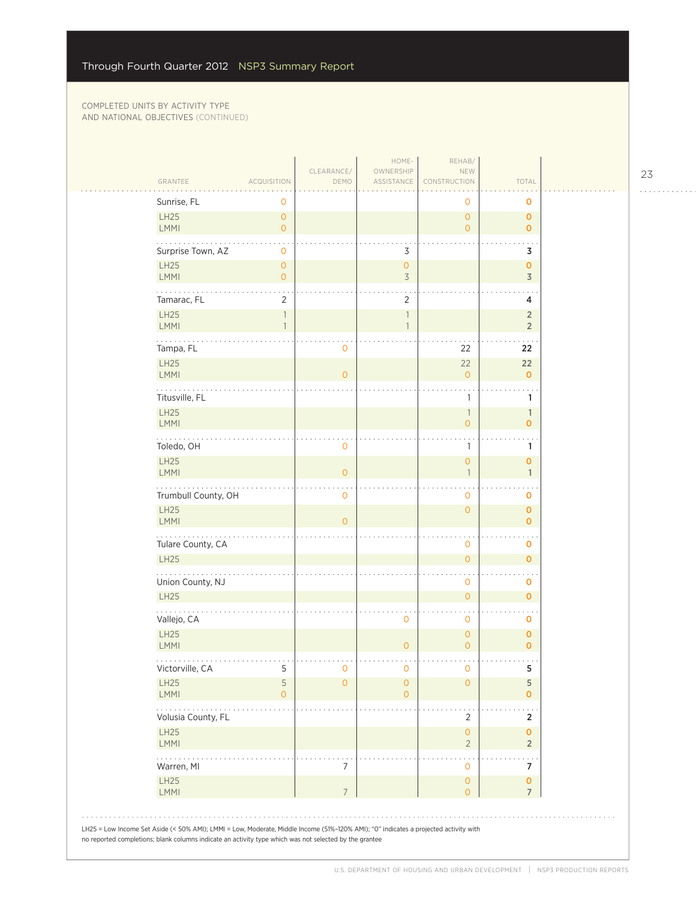COMPLETED UNITS BY ACTIVITY TYPE AND NATIONAL OBJECTIVES (CONTINUED)

| GRANTEE | ACQUISITION | CLEARANCE/ DEMO | HOME-OWNERSHIP ASSISTANCE | REHAB/ NEW CONSTRUCTION | TOTAL |
|---|---|---|---|---|---|
| Sunrise, FL | 0 | | | 0 | 0 |
| LH25 | 0 | | | 0 | 0 |
| LMMI | 0 | | | 0 | 0 |
| Surprise Town, AZ | 0 | | 3 | | 3 |
| LH25 | 0 | | 0 | | 0 |
| LMMI | 0 | | 3 | | 3 |
| Tamarac, FL | 2 | | 2 | | 4 |
| LH25 | 1 | | 1 | | 2 |
| LMMI | 1 | | 1 | | 2 |
| Tampa, FL | | 0 | | 22 | 22 |
| LH25 | | | | 22 | 22 |
| LMMI | | 0 | | 0 | 0 |
| Titusville, FL | | | | 1 | 1 |
| LH25 | | | | 1 | 1 |
| LMMI | | | | 0 | 0 |
| Toledo, OH | | 0 | | 1 | 1 |
| LH25 | | | | 0 | 0 |
| LMMI | | 0 | | 1 | 1 |
| Trumbull County, OH | | 0 | | 0 | 0 |
| LH25 | | | | 0 | 0 |
| LMMI | | 0 | | | 0 |
| Tulare County, CA | | | | 0 | 0 |
| LH25 | | | | 0 | 0 |
| Union County, NJ | | | | 0 | 0 |
| LH25 | | | | 0 | 0 |
| Vallejo, CA | | | 0 | 0 | 0 |
| LH25 | | | | 0 | 0 |
| LMMI | | | 0 | 0 | 0 |
| Victorville, CA | 5 | 0 | 0 | 0 | 5 |
| LH25 | 5 | 0 | 0 | 0 | 5 |
| LMMI | 0 | | 0 | | 0 |
| Volusia County, FL | | | | 2 | 2 |
| LH25 | | | | 0 | 0 |
| LMMI | | | | 2 | 2 |
| Warren, MI | | 7 | | 0 | 7 |
| LH25 | | | | 0 | 0 |
| LMMI | | 7 | | 0 | 7 |

LH25 = Low Income Set Aside (< 50% AMI); LMMI = Low, Moderate, Middle Income (51%–120% AMI); "0" indicates a projected activity with no reported completions; blank columns indicate an activity type which was not selected by the grantee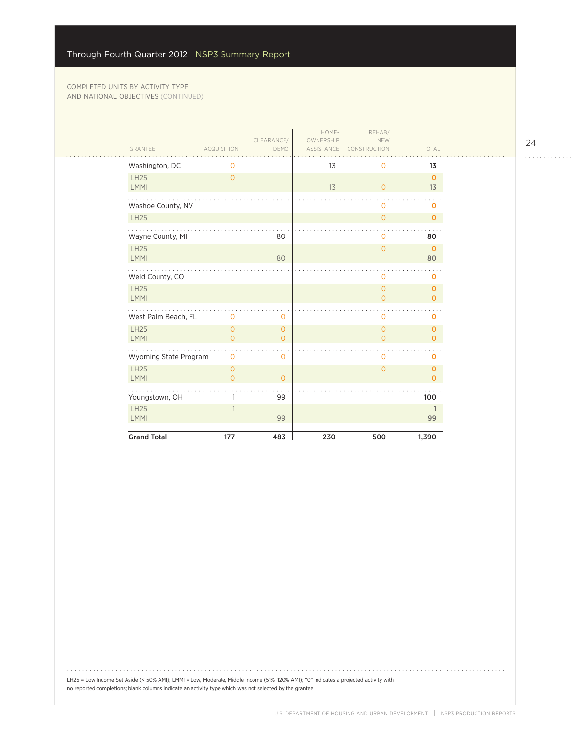## COMPLETED UNITS BY ACTIVITY TYPE AND NATIONAL OBJECTIVES (CONTINUED)

| GRANTEE | ACQUISITION | CLEARANCE/ DEMO | HOME-OWNERSHIP ASSISTANCE | REHAB/ NEW CONSTRUCTION | TOTAL |
|---|---|---|---|---|---|
| Washington, DC | 0 | | 13 | 0 | **13** |
| LH25 | 0 | | | | **0** |
| LMMI | | | 13 | 0 | **13** |
| Washoe County, NV | | | | 0 | **0** |
| LH25 | | | | 0 | **0** |
| Wayne County, MI | | 80 | | 0 | **80** |
| LH25 | | | | 0 | **0** |
| LMMI | | 80 | | | **80** |
| Weld County, CO | | | | 0 | **0** |
| LH25 | | | | 0 | **0** |
| LMMI | | | | 0 | **0** |
| West Palm Beach, FL | 0 | 0 | | 0 | **0** |
| LH25 | 0 | 0 | | 0 | **0** |
| LMMI | 0 | 0 | | 0 | **0** |
| Wyoming State Program | 0 | 0 | | 0 | **0** |
| LH25 | 0 | | | 0 | **0** |
| LMMI | 0 | 0 | | | **0** |
| Youngstown, OH | 1 | 99 | | | **100** |
| LH25 | 1 | | | | **1** |
| LMMI | | 99 | | | **99** |
| **Grand Total** | **177** | **483** | **230** | **500** | **1,390** |

LH25 = Low Income Set Aside (< 50% AMI); LMMI = Low, Moderate, Middle Income (51%–120% AMI); "0" indicates a projected activity with no reported completions; blank columns indicate an activity type which was not selected by the grantee